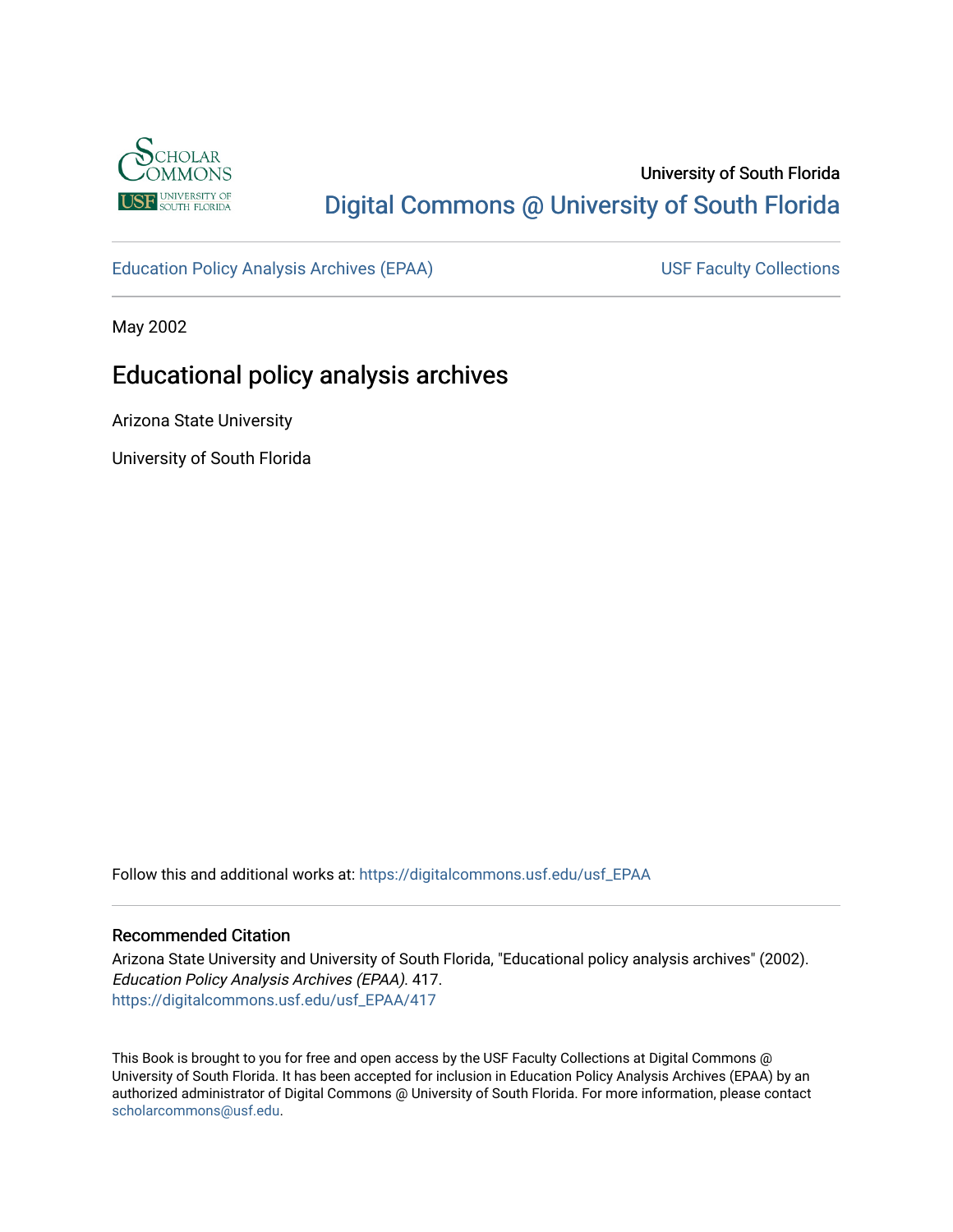University of South Florida

Digital Commons @ University of South Florida

Education Policy Analysis Archives (EPAA) | USF Faculty Collections

May 2002

# Educational policy analysis archives

Arizona State University

University of South Florida

Follow this and additional works at: https://digitalcommons.usf.edu/usf_EPAA

### Recommended Citation

Arizona State University and University of South Florida, "Educational policy analysis archives" (2002). *Education Policy Analysis Archives (EPAA)*. 417.
https://digitalcommons.usf.edu/usf_EPAA/417

This Book is brought to you for free and open access by the USF Faculty Collections at Digital Commons @ University of South Florida. It has been accepted for inclusion in Education Policy Analysis Archives (EPAA) by an authorized administrator of Digital Commons @ University of South Florida. For more information, please contact scholarcommons@usf.edu.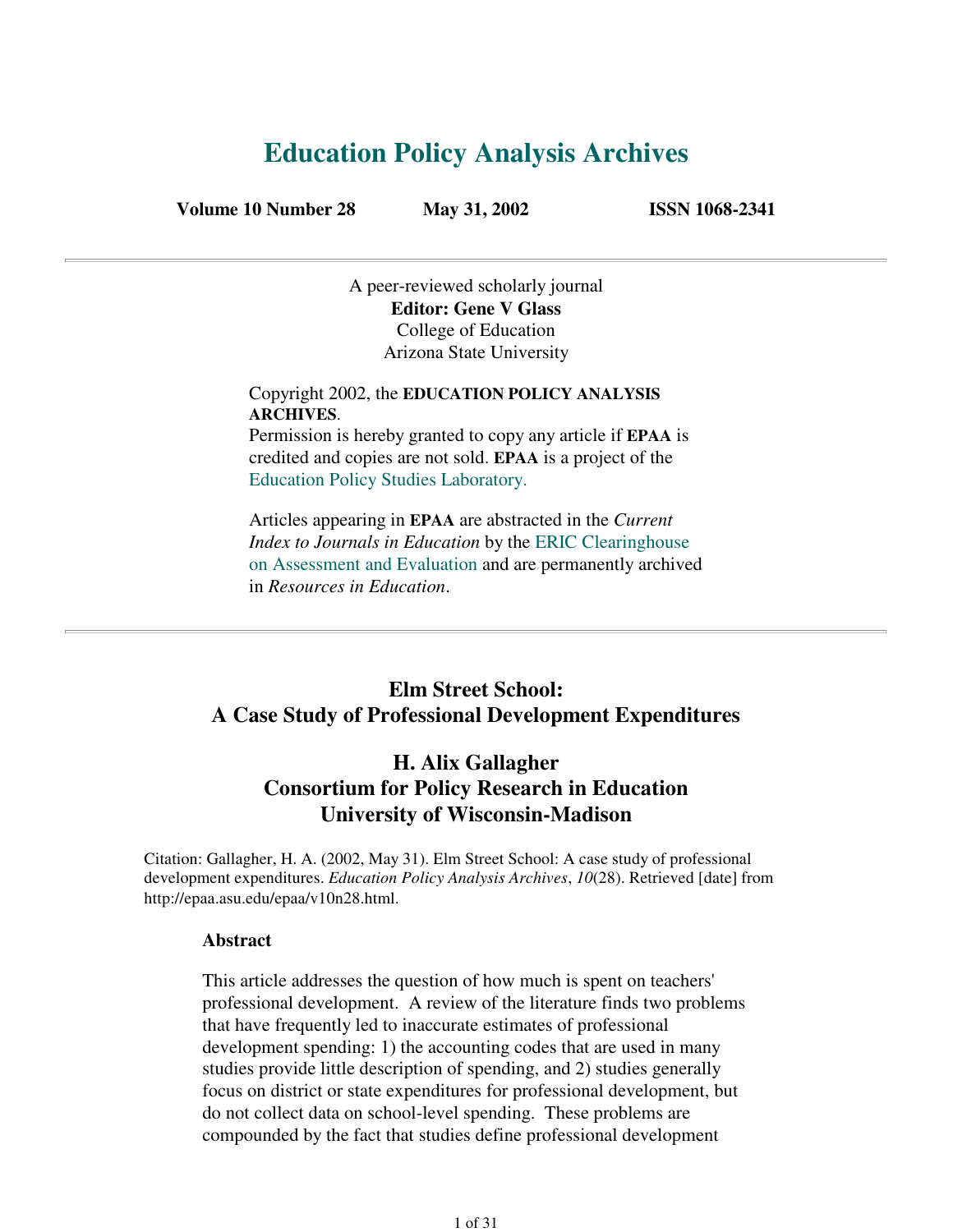# Education Policy Analysis Archives

**Volume 10 Number 28** **May 31, 2002** **ISSN 1068-2341**

A peer-reviewed scholarly journal
**Editor: Gene V Glass**
College of Education
Arizona State University

Copyright 2002, the **EDUCATION POLICY ANALYSIS ARCHIVES**.
Permission is hereby granted to copy any article if **EPAA** is credited and copies are not sold. **EPAA** is a project of the Education Policy Studies Laboratory.

Articles appearing in **EPAA** are abstracted in the *Current Index to Journals in Education* by the ERIC Clearinghouse on Assessment and Evaluation and are permanently archived in *Resources in Education*.

## Elm Street School: A Case Study of Professional Development Expenditures

### H. Alix Gallagher
### Consortium for Policy Research in Education
### University of Wisconsin-Madison

Citation: Gallagher, H. A. (2002, May 31). Elm Street School: A case study of professional development expenditures. *Education Policy Analysis Archives*, *10*(28). Retrieved [date] from http://epaa.asu.edu/epaa/v10n28.html.

**Abstract**

This article addresses the question of how much is spent on teachers' professional development. A review of the literature finds two problems that have frequently led to inaccurate estimates of professional development spending: 1) the accounting codes that are used in many studies provide little description of spending, and 2) studies generally focus on district or state expenditures for professional development, but do not collect data on school-level spending. These problems are compounded by the fact that studies define professional development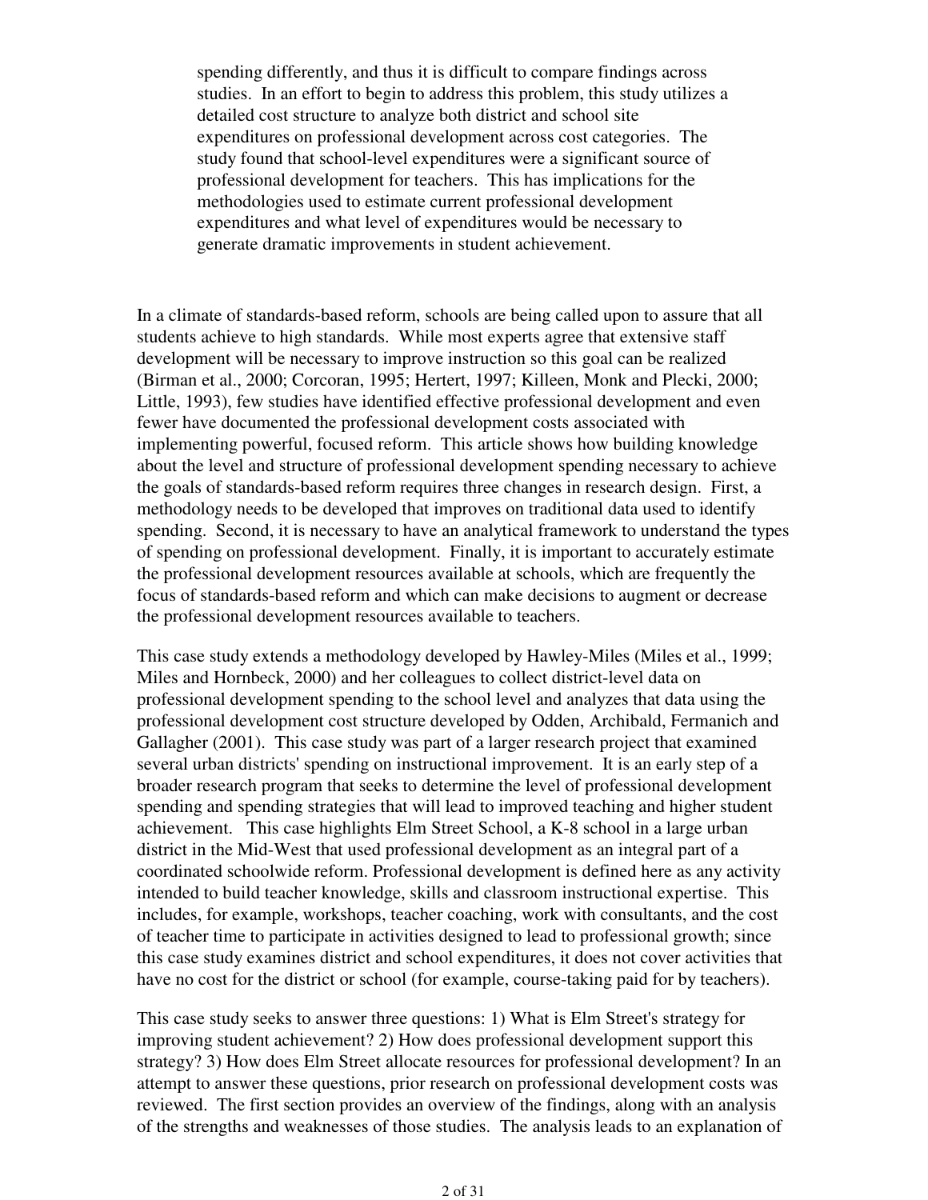> spending differently, and thus it is difficult to compare findings across studies. In an effort to begin to address this problem, this study utilizes a detailed cost structure to analyze both district and school site expenditures on professional development across cost categories. The study found that school-level expenditures were a significant source of professional development for teachers. This has implications for the methodologies used to estimate current professional development expenditures and what level of expenditures would be necessary to generate dramatic improvements in student achievement.

In a climate of standards-based reform, schools are being called upon to assure that all students achieve to high standards. While most experts agree that extensive staff development will be necessary to improve instruction so this goal can be realized (Birman et al., 2000; Corcoran, 1995; Hertert, 1997; Killeen, Monk and Plecki, 2000; Little, 1993), few studies have identified effective professional development and even fewer have documented the professional development costs associated with implementing powerful, focused reform. This article shows how building knowledge about the level and structure of professional development spending necessary to achieve the goals of standards-based reform requires three changes in research design. First, a methodology needs to be developed that improves on traditional data used to identify spending. Second, it is necessary to have an analytical framework to understand the types of spending on professional development. Finally, it is important to accurately estimate the professional development resources available at schools, which are frequently the focus of standards-based reform and which can make decisions to augment or decrease the professional development resources available to teachers.

This case study extends a methodology developed by Hawley-Miles (Miles et al., 1999; Miles and Hornbeck, 2000) and her colleagues to collect district-level data on professional development spending to the school level and analyzes that data using the professional development cost structure developed by Odden, Archibald, Fermanich and Gallagher (2001). This case study was part of a larger research project that examined several urban districts' spending on instructional improvement. It is an early step of a broader research program that seeks to determine the level of professional development spending and spending strategies that will lead to improved teaching and higher student achievement. This case highlights Elm Street School, a K-8 school in a large urban district in the Mid-West that used professional development as an integral part of a coordinated schoolwide reform. Professional development is defined here as any activity intended to build teacher knowledge, skills and classroom instructional expertise. This includes, for example, workshops, teacher coaching, work with consultants, and the cost of teacher time to participate in activities designed to lead to professional growth; since this case study examines district and school expenditures, it does not cover activities that have no cost for the district or school (for example, course-taking paid for by teachers).

This case study seeks to answer three questions: 1) What is Elm Street's strategy for improving student achievement? 2) How does professional development support this strategy? 3) How does Elm Street allocate resources for professional development? In an attempt to answer these questions, prior research on professional development costs was reviewed. The first section provides an overview of the findings, along with an analysis of the strengths and weaknesses of those studies. The analysis leads to an explanation of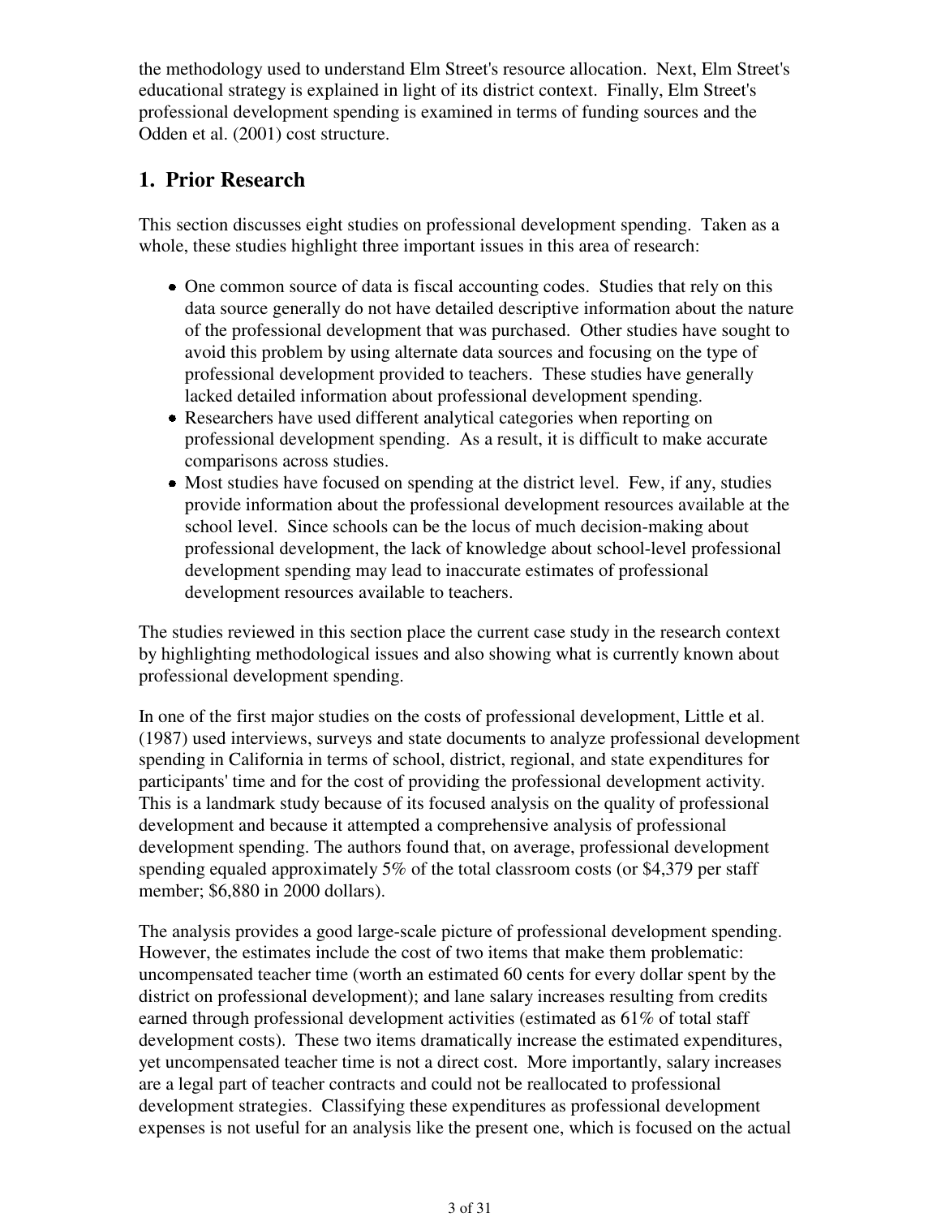the methodology used to understand Elm Street's resource allocation. Next, Elm Street's educational strategy is explained in light of its district context. Finally, Elm Street's professional development spending is examined in terms of funding sources and the Odden et al. (2001) cost structure.

## 1. Prior Research

This section discusses eight studies on professional development spending. Taken as a whole, these studies highlight three important issues in this area of research:

- One common source of data is fiscal accounting codes. Studies that rely on this data source generally do not have detailed descriptive information about the nature of the professional development that was purchased. Other studies have sought to avoid this problem by using alternate data sources and focusing on the type of professional development provided to teachers. These studies have generally lacked detailed information about professional development spending.
- Researchers have used different analytical categories when reporting on professional development spending. As a result, it is difficult to make accurate comparisons across studies.
- Most studies have focused on spending at the district level. Few, if any, studies provide information about the professional development resources available at the school level. Since schools can be the locus of much decision-making about professional development, the lack of knowledge about school-level professional development spending may lead to inaccurate estimates of professional development resources available to teachers.

The studies reviewed in this section place the current case study in the research context by highlighting methodological issues and also showing what is currently known about professional development spending.

In one of the first major studies on the costs of professional development, Little et al. (1987) used interviews, surveys and state documents to analyze professional development spending in California in terms of school, district, regional, and state expenditures for participants' time and for the cost of providing the professional development activity. This is a landmark study because of its focused analysis on the quality of professional development and because it attempted a comprehensive analysis of professional development spending. The authors found that, on average, professional development spending equaled approximately 5% of the total classroom costs (or $4,379 per staff member; $6,880 in 2000 dollars).

The analysis provides a good large-scale picture of professional development spending. However, the estimates include the cost of two items that make them problematic: uncompensated teacher time (worth an estimated 60 cents for every dollar spent by the district on professional development); and lane salary increases resulting from credits earned through professional development activities (estimated as 61% of total staff development costs). These two items dramatically increase the estimated expenditures, yet uncompensated teacher time is not a direct cost. More importantly, salary increases are a legal part of teacher contracts and could not be reallocated to professional development strategies. Classifying these expenditures as professional development expenses is not useful for an analysis like the present one, which is focused on the actual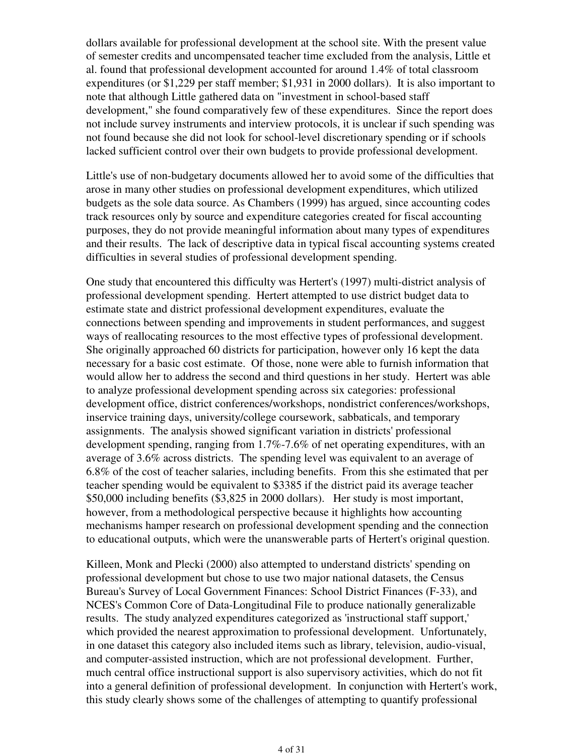dollars available for professional development at the school site. With the present value of semester credits and uncompensated teacher time excluded from the analysis, Little et al. found that professional development accounted for around 1.4% of total classroom expenditures (or $1,229 per staff member; $1,931 in 2000 dollars). It is also important to note that although Little gathered data on "investment in school-based staff development," she found comparatively few of these expenditures. Since the report does not include survey instruments and interview protocols, it is unclear if such spending was not found because she did not look for school-level discretionary spending or if schools lacked sufficient control over their own budgets to provide professional development.

Little's use of non-budgetary documents allowed her to avoid some of the difficulties that arose in many other studies on professional development expenditures, which utilized budgets as the sole data source. As Chambers (1999) has argued, since accounting codes track resources only by source and expenditure categories created for fiscal accounting purposes, they do not provide meaningful information about many types of expenditures and their results. The lack of descriptive data in typical fiscal accounting systems created difficulties in several studies of professional development spending.

One study that encountered this difficulty was Hertert's (1997) multi-district analysis of professional development spending. Hertert attempted to use district budget data to estimate state and district professional development expenditures, evaluate the connections between spending and improvements in student performances, and suggest ways of reallocating resources to the most effective types of professional development. She originally approached 60 districts for participation, however only 16 kept the data necessary for a basic cost estimate. Of those, none were able to furnish information that would allow her to address the second and third questions in her study. Hertert was able to analyze professional development spending across six categories: professional development office, district conferences/workshops, nondistrict conferences/workshops, inservice training days, university/college coursework, sabbaticals, and temporary assignments. The analysis showed significant variation in districts' professional development spending, ranging from 1.7%-7.6% of net operating expenditures, with an average of 3.6% across districts. The spending level was equivalent to an average of 6.8% of the cost of teacher salaries, including benefits. From this she estimated that per teacher spending would be equivalent to $3385 if the district paid its average teacher $50,000 including benefits ($3,825 in 2000 dollars). Her study is most important, however, from a methodological perspective because it highlights how accounting mechanisms hamper research on professional development spending and the connection to educational outputs, which were the unanswerable parts of Hertert's original question.

Killeen, Monk and Plecki (2000) also attempted to understand districts' spending on professional development but chose to use two major national datasets, the Census Bureau's Survey of Local Government Finances: School District Finances (F-33), and NCES's Common Core of Data-Longitudinal File to produce nationally generalizable results. The study analyzed expenditures categorized as 'instructional staff support,' which provided the nearest approximation to professional development. Unfortunately, in one dataset this category also included items such as library, television, audio-visual, and computer-assisted instruction, which are not professional development. Further, much central office instructional support is also supervisory activities, which do not fit into a general definition of professional development. In conjunction with Hertert's work, this study clearly shows some of the challenges of attempting to quantify professional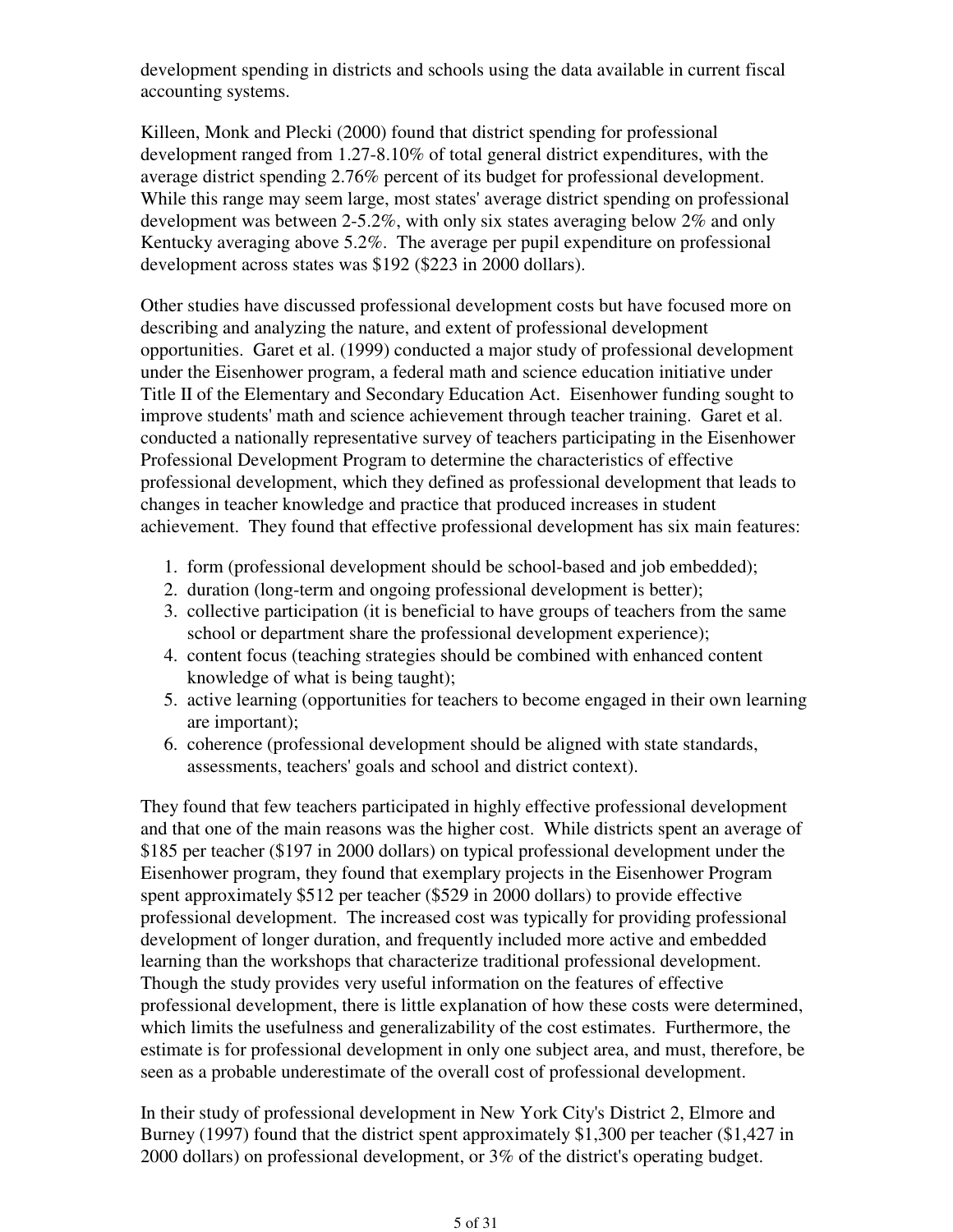development spending in districts and schools using the data available in current fiscal accounting systems.

Killeen, Monk and Plecki (2000) found that district spending for professional development ranged from 1.27-8.10% of total general district expenditures, with the average district spending 2.76% percent of its budget for professional development. While this range may seem large, most states' average district spending on professional development was between 2-5.2%, with only six states averaging below 2% and only Kentucky averaging above 5.2%. The average per pupil expenditure on professional development across states was $192 ($223 in 2000 dollars).

Other studies have discussed professional development costs but have focused more on describing and analyzing the nature, and extent of professional development opportunities. Garet et al. (1999) conducted a major study of professional development under the Eisenhower program, a federal math and science education initiative under Title II of the Elementary and Secondary Education Act. Eisenhower funding sought to improve students' math and science achievement through teacher training. Garet et al. conducted a nationally representative survey of teachers participating in the Eisenhower Professional Development Program to determine the characteristics of effective professional development, which they defined as professional development that leads to changes in teacher knowledge and practice that produced increases in student achievement. They found that effective professional development has six main features:

1. form (professional development should be school-based and job embedded);
2. duration (long-term and ongoing professional development is better);
3. collective participation (it is beneficial to have groups of teachers from the same school or department share the professional development experience);
4. content focus (teaching strategies should be combined with enhanced content knowledge of what is being taught);
5. active learning (opportunities for teachers to become engaged in their own learning are important);
6. coherence (professional development should be aligned with state standards, assessments, teachers' goals and school and district context).

They found that few teachers participated in highly effective professional development and that one of the main reasons was the higher cost. While districts spent an average of $185 per teacher ($197 in 2000 dollars) on typical professional development under the Eisenhower program, they found that exemplary projects in the Eisenhower Program spent approximately $512 per teacher ($529 in 2000 dollars) to provide effective professional development. The increased cost was typically for providing professional development of longer duration, and frequently included more active and embedded learning than the workshops that characterize traditional professional development. Though the study provides very useful information on the features of effective professional development, there is little explanation of how these costs were determined, which limits the usefulness and generalizability of the cost estimates. Furthermore, the estimate is for professional development in only one subject area, and must, therefore, be seen as a probable underestimate of the overall cost of professional development.

In their study of professional development in New York City's District 2, Elmore and Burney (1997) found that the district spent approximately $1,300 per teacher ($1,427 in 2000 dollars) on professional development, or 3% of the district's operating budget.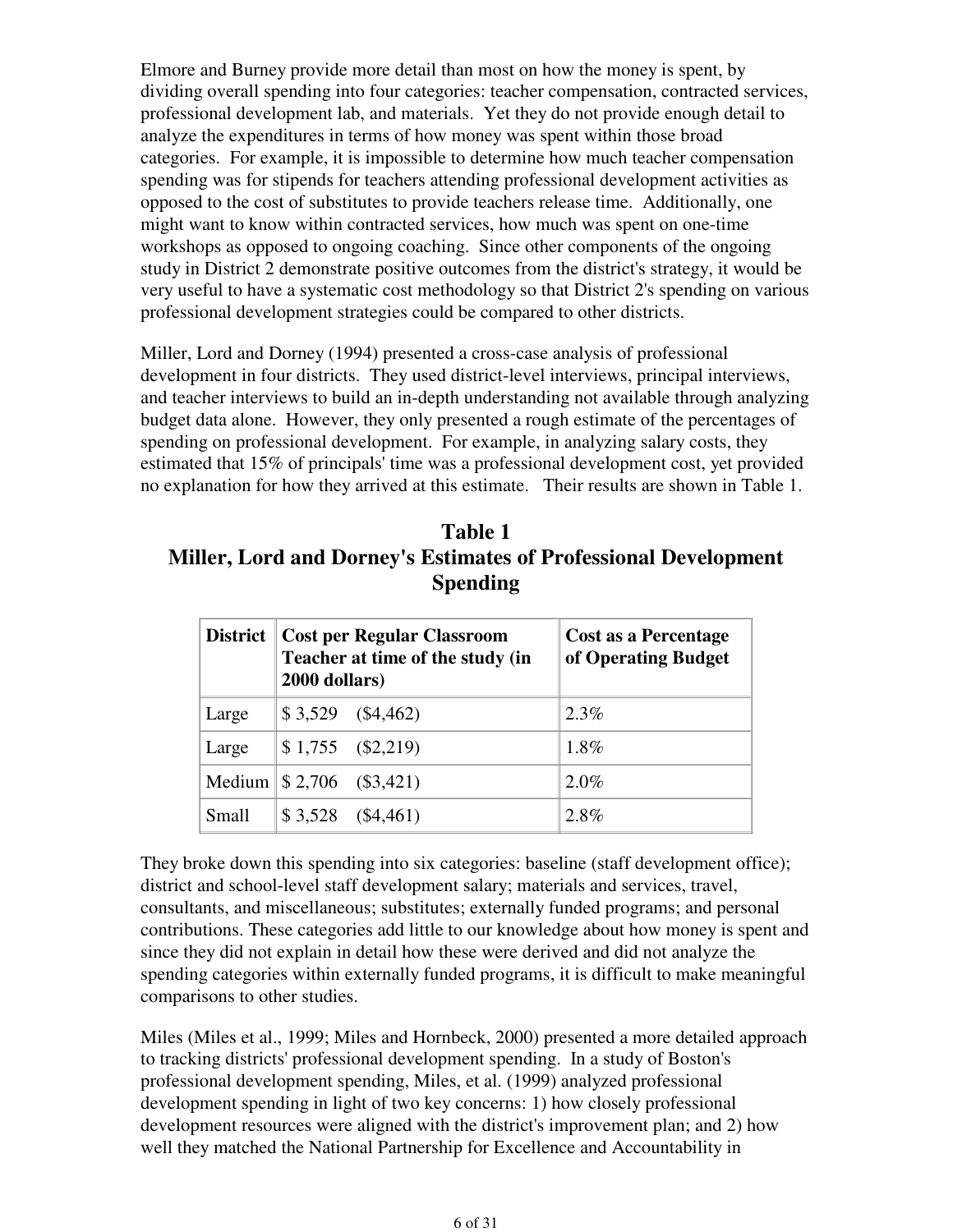Elmore and Burney provide more detail than most on how the money is spent, by dividing overall spending into four categories: teacher compensation, contracted services, professional development lab, and materials. Yet they do not provide enough detail to analyze the expenditures in terms of how money was spent within those broad categories. For example, it is impossible to determine how much teacher compensation spending was for stipends for teachers attending professional development activities as opposed to the cost of substitutes to provide teachers release time. Additionally, one might want to know within contracted services, how much was spent on one-time workshops as opposed to ongoing coaching. Since other components of the ongoing study in District 2 demonstrate positive outcomes from the district's strategy, it would be very useful to have a systematic cost methodology so that District 2's spending on various professional development strategies could be compared to other districts.

Miller, Lord and Dorney (1994) presented a cross-case analysis of professional development in four districts. They used district-level interviews, principal interviews, and teacher interviews to build an in-depth understanding not available through analyzing budget data alone. However, they only presented a rough estimate of the percentages of spending on professional development. For example, in analyzing salary costs, they estimated that 15% of principals' time was a professional development cost, yet provided no explanation for how they arrived at this estimate. Their results are shown in Table 1.

## Table 1
## Miller, Lord and Dorney's Estimates of Professional Development Spending

| District | Cost per Regular Classroom Teacher at time of the study (in 2000 dollars) | Cost as a Percentage of Operating Budget |
|---|---|---|
| Large | $ 3,529 ($4,462) | 2.3% |
| Large | $ 1,755 ($2,219) | 1.8% |
| Medium | $ 2,706 ($3,421) | 2.0% |
| Small | $ 3,528 ($4,461) | 2.8% |

They broke down this spending into six categories: baseline (staff development office); district and school-level staff development salary; materials and services, travel, consultants, and miscellaneous; substitutes; externally funded programs; and personal contributions. These categories add little to our knowledge about how money is spent and since they did not explain in detail how these were derived and did not analyze the spending categories within externally funded programs, it is difficult to make meaningful comparisons to other studies.

Miles (Miles et al., 1999; Miles and Hornbeck, 2000) presented a more detailed approach to tracking districts' professional development spending. In a study of Boston's professional development spending, Miles, et al. (1999) analyzed professional development spending in light of two key concerns: 1) how closely professional development resources were aligned with the district's improvement plan; and 2) how well they matched the National Partnership for Excellence and Accountability in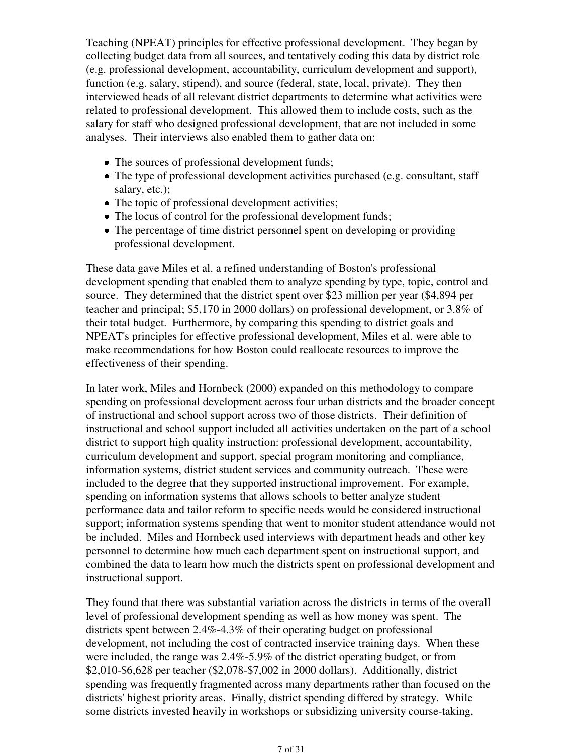Teaching (NPEAT) principles for effective professional development. They began by collecting budget data from all sources, and tentatively coding this data by district role (e.g. professional development, accountability, curriculum development and support), function (e.g. salary, stipend), and source (federal, state, local, private). They then interviewed heads of all relevant district departments to determine what activities were related to professional development. This allowed them to include costs, such as the salary for staff who designed professional development, that are not included in some analyses. Their interviews also enabled them to gather data on:

- The sources of professional development funds;
- The type of professional development activities purchased (e.g. consultant, staff salary, etc.);
- The topic of professional development activities;
- The locus of control for the professional development funds;
- The percentage of time district personnel spent on developing or providing professional development.

These data gave Miles et al. a refined understanding of Boston's professional development spending that enabled them to analyze spending by type, topic, control and source. They determined that the district spent over $23 million per year ($4,894 per teacher and principal; $5,170 in 2000 dollars) on professional development, or 3.8% of their total budget. Furthermore, by comparing this spending to district goals and NPEAT's principles for effective professional development, Miles et al. were able to make recommendations for how Boston could reallocate resources to improve the effectiveness of their spending.

In later work, Miles and Hornbeck (2000) expanded on this methodology to compare spending on professional development across four urban districts and the broader concept of instructional and school support across two of those districts. Their definition of instructional and school support included all activities undertaken on the part of a school district to support high quality instruction: professional development, accountability, curriculum development and support, special program monitoring and compliance, information systems, district student services and community outreach. These were included to the degree that they supported instructional improvement. For example, spending on information systems that allows schools to better analyze student performance data and tailor reform to specific needs would be considered instructional support; information systems spending that went to monitor student attendance would not be included. Miles and Hornbeck used interviews with department heads and other key personnel to determine how much each department spent on instructional support, and combined the data to learn how much the districts spent on professional development and instructional support.

They found that there was substantial variation across the districts in terms of the overall level of professional development spending as well as how money was spent. The districts spent between 2.4%-4.3% of their operating budget on professional development, not including the cost of contracted inservice training days. When these were included, the range was 2.4%-5.9% of the district operating budget, or from $2,010-$6,628 per teacher ($2,078-$7,002 in 2000 dollars). Additionally, district spending was frequently fragmented across many departments rather than focused on the districts' highest priority areas. Finally, district spending differed by strategy. While some districts invested heavily in workshops or subsidizing university course-taking,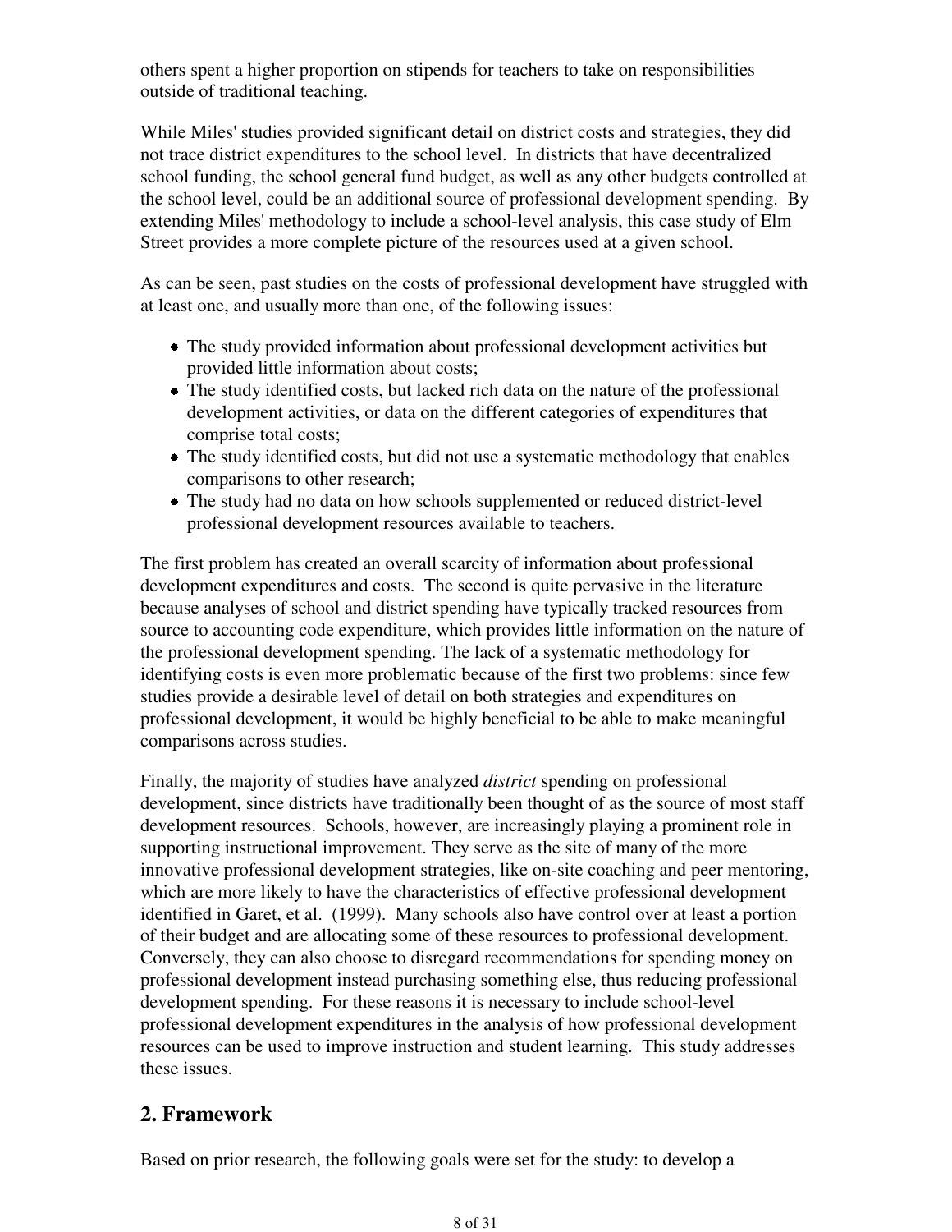others spent a higher proportion on stipends for teachers to take on responsibilities outside of traditional teaching.

While Miles' studies provided significant detail on district costs and strategies, they did not trace district expenditures to the school level. In districts that have decentralized school funding, the school general fund budget, as well as any other budgets controlled at the school level, could be an additional source of professional development spending. By extending Miles' methodology to include a school-level analysis, this case study of Elm Street provides a more complete picture of the resources used at a given school.

As can be seen, past studies on the costs of professional development have struggled with at least one, and usually more than one, of the following issues:

- The study provided information about professional development activities but provided little information about costs;
- The study identified costs, but lacked rich data on the nature of the professional development activities, or data on the different categories of expenditures that comprise total costs;
- The study identified costs, but did not use a systematic methodology that enables comparisons to other research;
- The study had no data on how schools supplemented or reduced district-level professional development resources available to teachers.

The first problem has created an overall scarcity of information about professional development expenditures and costs. The second is quite pervasive in the literature because analyses of school and district spending have typically tracked resources from source to accounting code expenditure, which provides little information on the nature of the professional development spending. The lack of a systematic methodology for identifying costs is even more problematic because of the first two problems: since few studies provide a desirable level of detail on both strategies and expenditures on professional development, it would be highly beneficial to be able to make meaningful comparisons across studies.

Finally, the majority of studies have analyzed *district* spending on professional development, since districts have traditionally been thought of as the source of most staff development resources. Schools, however, are increasingly playing a prominent role in supporting instructional improvement. They serve as the site of many of the more innovative professional development strategies, like on-site coaching and peer mentoring, which are more likely to have the characteristics of effective professional development identified in Garet, et al. (1999). Many schools also have control over at least a portion of their budget and are allocating some of these resources to professional development. Conversely, they can also choose to disregard recommendations for spending money on professional development instead purchasing something else, thus reducing professional development spending. For these reasons it is necessary to include school-level professional development expenditures in the analysis of how professional development resources can be used to improve instruction and student learning. This study addresses these issues.

## 2. Framework

Based on prior research, the following goals were set for the study: to develop a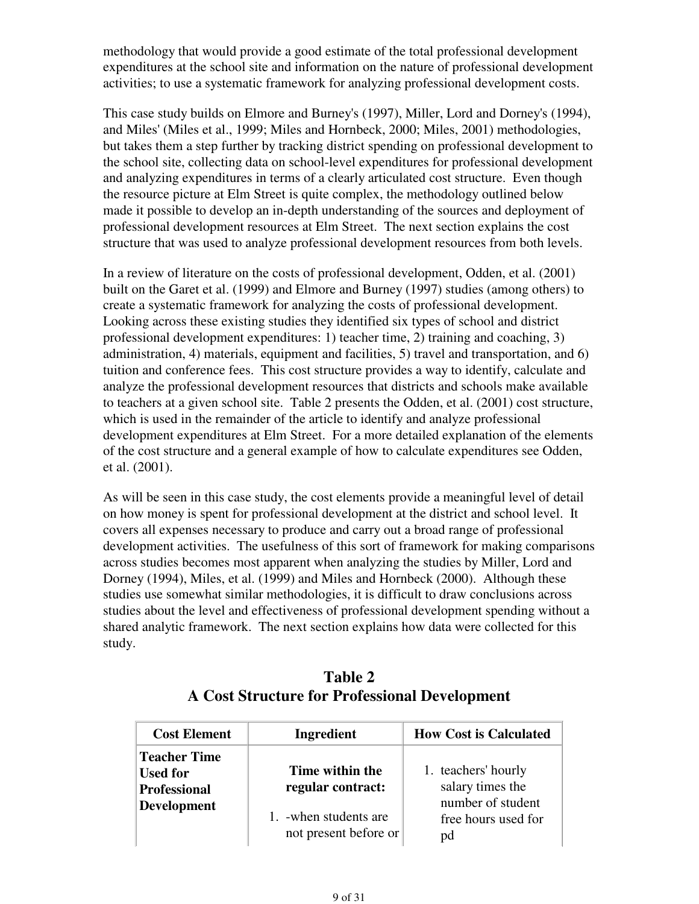methodology that would provide a good estimate of the total professional development expenditures at the school site and information on the nature of professional development activities; to use a systematic framework for analyzing professional development costs.

This case study builds on Elmore and Burney's (1997), Miller, Lord and Dorney's (1994), and Miles' (Miles et al., 1999; Miles and Hornbeck, 2000; Miles, 2001) methodologies, but takes them a step further by tracking district spending on professional development to the school site, collecting data on school-level expenditures for professional development and analyzing expenditures in terms of a clearly articulated cost structure. Even though the resource picture at Elm Street is quite complex, the methodology outlined below made it possible to develop an in-depth understanding of the sources and deployment of professional development resources at Elm Street. The next section explains the cost structure that was used to analyze professional development resources from both levels.

In a review of literature on the costs of professional development, Odden, et al. (2001) built on the Garet et al. (1999) and Elmore and Burney (1997) studies (among others) to create a systematic framework for analyzing the costs of professional development. Looking across these existing studies they identified six types of school and district professional development expenditures: 1) teacher time, 2) training and coaching, 3) administration, 4) materials, equipment and facilities, 5) travel and transportation, and 6) tuition and conference fees. This cost structure provides a way to identify, calculate and analyze the professional development resources that districts and schools make available to teachers at a given school site. Table 2 presents the Odden, et al. (2001) cost structure, which is used in the remainder of the article to identify and analyze professional development expenditures at Elm Street. For a more detailed explanation of the elements of the cost structure and a general example of how to calculate expenditures see Odden, et al. (2001).

As will be seen in this case study, the cost elements provide a meaningful level of detail on how money is spent for professional development at the district and school level. It covers all expenses necessary to produce and carry out a broad range of professional development activities. The usefulness of this sort of framework for making comparisons across studies becomes most apparent when analyzing the studies by Miller, Lord and Dorney (1994), Miles, et al. (1999) and Miles and Hornbeck (2000). Although these studies use somewhat similar methodologies, it is difficult to draw conclusions across studies about the level and effectiveness of professional development spending without a shared analytic framework. The next section explains how data were collected for this study.

## Table 2
## A Cost Structure for Professional Development

| Cost Element | Ingredient | How Cost is Calculated |
|---|---|---|
| **Teacher Time Used for Professional Development** | **Time within the regular contract:** 1. -when students are not present before or | 1. teachers' hourly salary times the number of student free hours used for pd |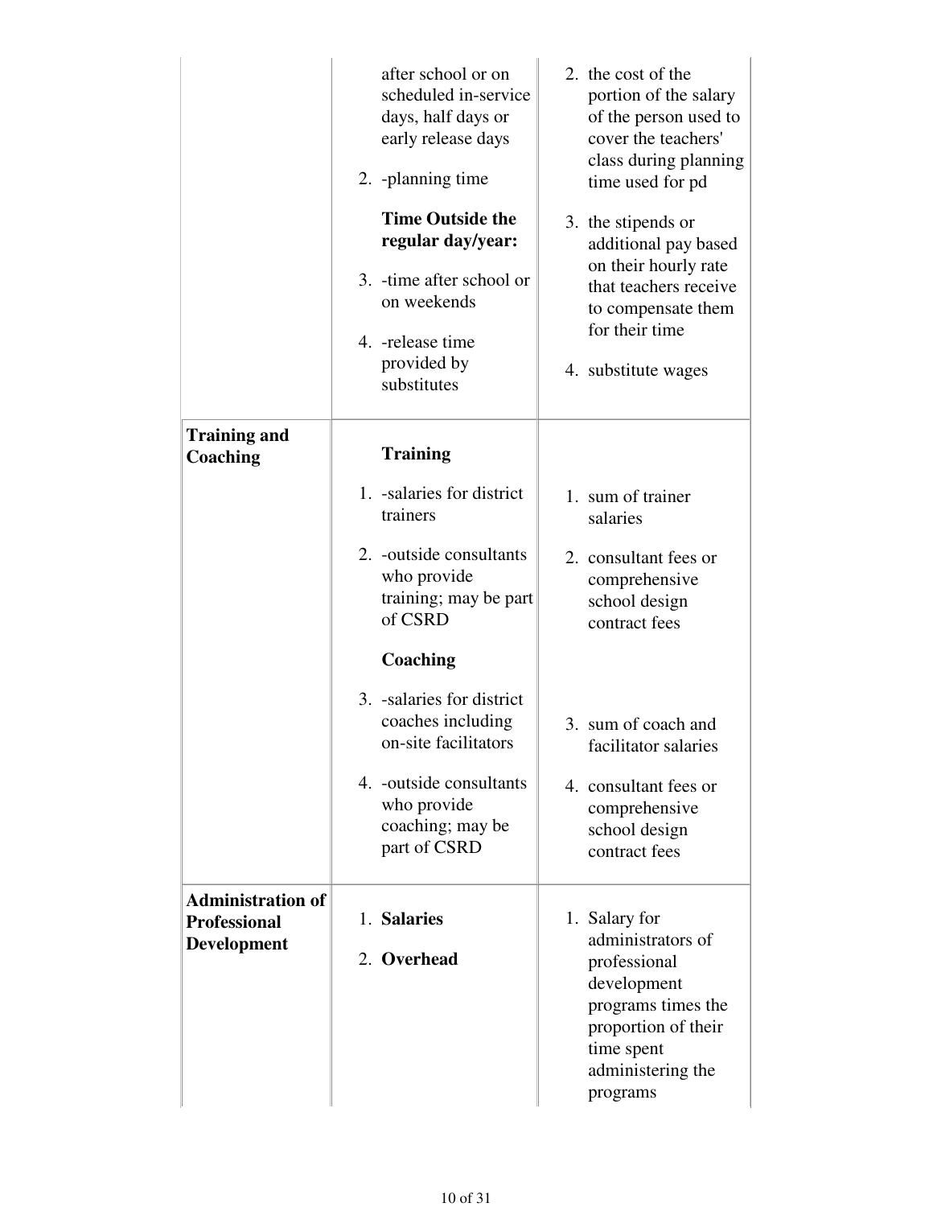| | | |
|---|---|---|
| | after school or on scheduled in-service days, half days or early release days<br>2. -planning time<br>**Time Outside the regular day/year:**<br>3. -time after school or on weekends<br>4. -release time provided by substitutes | 2. the cost of the portion of the salary of the person used to cover the teachers' class during planning time used for pd<br>3. the stipends or additional pay based on their hourly rate that teachers receive to compensate them for their time<br>4. substitute wages |
| **Training and Coaching** | **Training**<br>1. -salaries for district trainers<br>2. -outside consultants who provide training; may be part of CSRD<br>**Coaching**<br>3. -salaries for district coaches including on-site facilitators<br>4. -outside consultants who provide coaching; may be part of CSRD | 1. sum of trainer salaries<br>2. consultant fees or comprehensive school design contract fees<br>3. sum of coach and facilitator salaries<br>4. consultant fees or comprehensive school design contract fees |
| **Administration of Professional Development** | 1. **Salaries**<br>2. **Overhead** | 1. Salary for administrators of professional development programs times the proportion of their time spent administering the programs |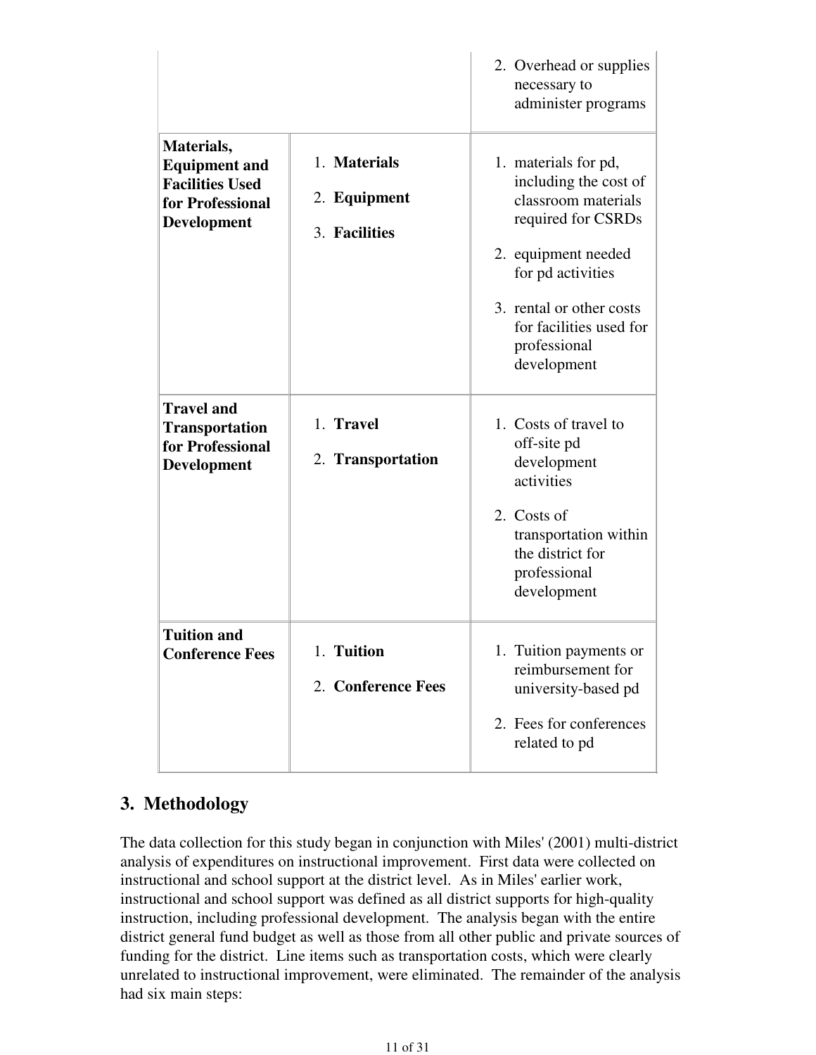| | | |
|---|---|---|
| | | 2. Overhead or supplies necessary to administer programs |
| **Materials, Equipment and Facilities Used for Professional Development** | 1. **Materials**<br>2. **Equipment**<br>3. **Facilities** | 1. materials for pd, including the cost of classroom materials required for CSRDs<br>2. equipment needed for pd activities<br>3. rental or other costs for facilities used for professional development |
| **Travel and Transportation for Professional Development** | 1. **Travel**<br>2. **Transportation** | 1. Costs of travel to off-site pd development activities<br>2. Costs of transportation within the district for professional development |
| **Tuition and Conference Fees** | 1. **Tuition**<br>2. **Conference Fees** | 1. Tuition payments or reimbursement for university-based pd<br>2. Fees for conferences related to pd |

## 3. Methodology

The data collection for this study began in conjunction with Miles' (2001) multi-district analysis of expenditures on instructional improvement. First data were collected on instructional and school support at the district level. As in Miles' earlier work, instructional and school support was defined as all district supports for high-quality instruction, including professional development. The analysis began with the entire district general fund budget as well as those from all other public and private sources of funding for the district. Line items such as transportation costs, which were clearly unrelated to instructional improvement, were eliminated. The remainder of the analysis had six main steps: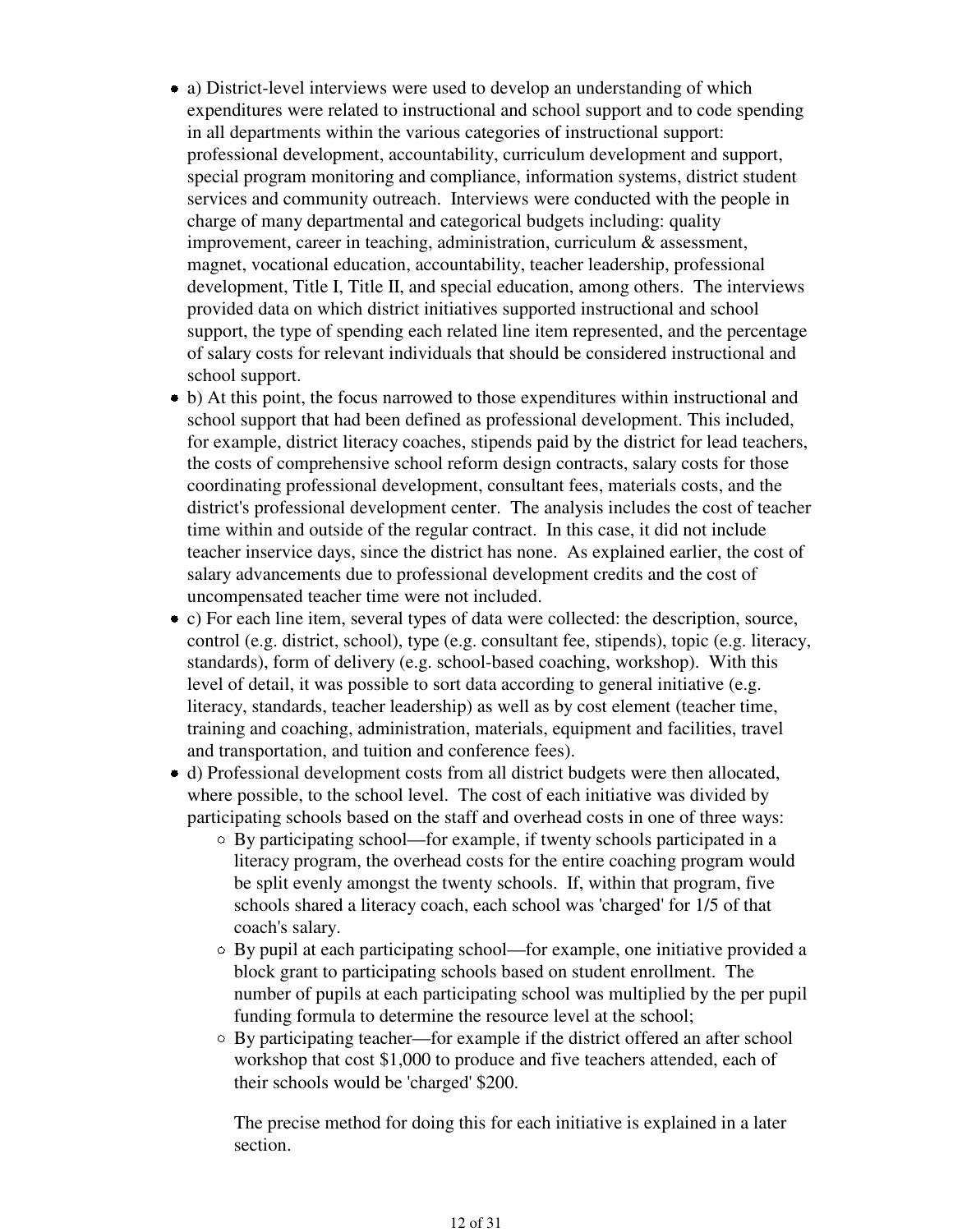- a) District-level interviews were used to develop an understanding of which expenditures were related to instructional and school support and to code spending in all departments within the various categories of instructional support: professional development, accountability, curriculum development and support, special program monitoring and compliance, information systems, district student services and community outreach. Interviews were conducted with the people in charge of many departmental and categorical budgets including: quality improvement, career in teaching, administration, curriculum & assessment, magnet, vocational education, accountability, teacher leadership, professional development, Title I, Title II, and special education, among others. The interviews provided data on which district initiatives supported instructional and school support, the type of spending each related line item represented, and the percentage of salary costs for relevant individuals that should be considered instructional and school support.
- b) At this point, the focus narrowed to those expenditures within instructional and school support that had been defined as professional development. This included, for example, district literacy coaches, stipends paid by the district for lead teachers, the costs of comprehensive school reform design contracts, salary costs for those coordinating professional development, consultant fees, materials costs, and the district's professional development center. The analysis includes the cost of teacher time within and outside of the regular contract. In this case, it did not include teacher inservice days, since the district has none. As explained earlier, the cost of salary advancements due to professional development credits and the cost of uncompensated teacher time were not included.
- c) For each line item, several types of data were collected: the description, source, control (e.g. district, school), type (e.g. consultant fee, stipends), topic (e.g. literacy, standards), form of delivery (e.g. school-based coaching, workshop). With this level of detail, it was possible to sort data according to general initiative (e.g. literacy, standards, teacher leadership) as well as by cost element (teacher time, training and coaching, administration, materials, equipment and facilities, travel and transportation, and tuition and conference fees).
- d) Professional development costs from all district budgets were then allocated, where possible, to the school level. The cost of each initiative was divided by participating schools based on the staff and overhead costs in one of three ways:
  - By participating school—for example, if twenty schools participated in a literacy program, the overhead costs for the entire coaching program would be split evenly amongst the twenty schools. If, within that program, five schools shared a literacy coach, each school was 'charged' for 1/5 of that coach's salary.
  - By pupil at each participating school—for example, one initiative provided a block grant to participating schools based on student enrollment. The number of pupils at each participating school was multiplied by the per pupil funding formula to determine the resource level at the school;
  - By participating teacher—for example if the district offered an after school workshop that cost $1,000 to produce and five teachers attended, each of their schools would be 'charged' $200.

  The precise method for doing this for each initiative is explained in a later section.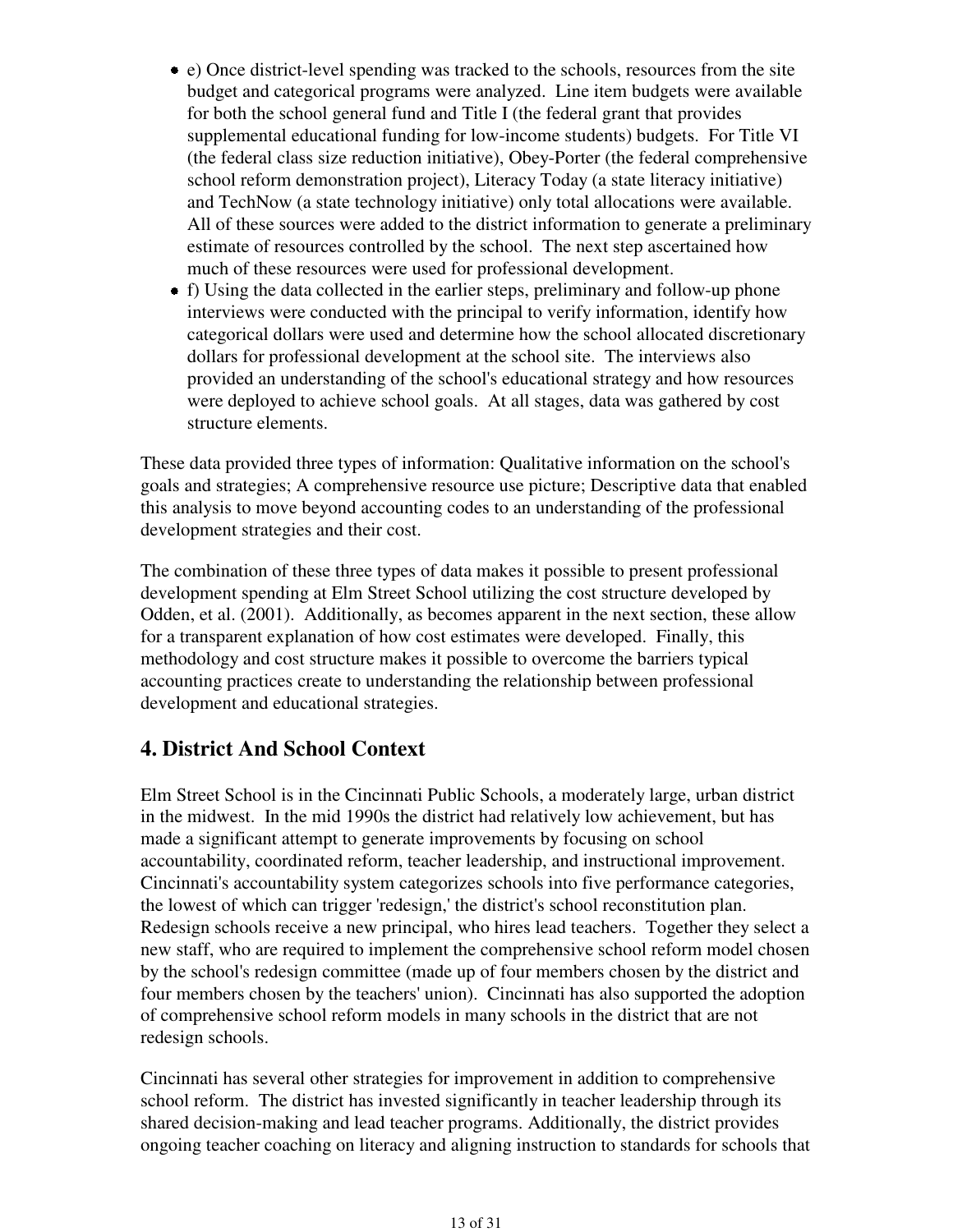- e) Once district-level spending was tracked to the schools, resources from the site budget and categorical programs were analyzed. Line item budgets were available for both the school general fund and Title I (the federal grant that provides supplemental educational funding for low-income students) budgets. For Title VI (the federal class size reduction initiative), Obey-Porter (the federal comprehensive school reform demonstration project), Literacy Today (a state literacy initiative) and TechNow (a state technology initiative) only total allocations were available. All of these sources were added to the district information to generate a preliminary estimate of resources controlled by the school. The next step ascertained how much of these resources were used for professional development.
- f) Using the data collected in the earlier steps, preliminary and follow-up phone interviews were conducted with the principal to verify information, identify how categorical dollars were used and determine how the school allocated discretionary dollars for professional development at the school site. The interviews also provided an understanding of the school's educational strategy and how resources were deployed to achieve school goals. At all stages, data was gathered by cost structure elements.

These data provided three types of information: Qualitative information on the school's goals and strategies; A comprehensive resource use picture; Descriptive data that enabled this analysis to move beyond accounting codes to an understanding of the professional development strategies and their cost.

The combination of these three types of data makes it possible to present professional development spending at Elm Street School utilizing the cost structure developed by Odden, et al. (2001). Additionally, as becomes apparent in the next section, these allow for a transparent explanation of how cost estimates were developed. Finally, this methodology and cost structure makes it possible to overcome the barriers typical accounting practices create to understanding the relationship between professional development and educational strategies.

## 4. District And School Context

Elm Street School is in the Cincinnati Public Schools, a moderately large, urban district in the midwest. In the mid 1990s the district had relatively low achievement, but has made a significant attempt to generate improvements by focusing on school accountability, coordinated reform, teacher leadership, and instructional improvement. Cincinnati's accountability system categorizes schools into five performance categories, the lowest of which can trigger 'redesign,' the district's school reconstitution plan. Redesign schools receive a new principal, who hires lead teachers. Together they select a new staff, who are required to implement the comprehensive school reform model chosen by the school's redesign committee (made up of four members chosen by the district and four members chosen by the teachers' union). Cincinnati has also supported the adoption of comprehensive school reform models in many schools in the district that are not redesign schools.

Cincinnati has several other strategies for improvement in addition to comprehensive school reform. The district has invested significantly in teacher leadership through its shared decision-making and lead teacher programs. Additionally, the district provides ongoing teacher coaching on literacy and aligning instruction to standards for schools that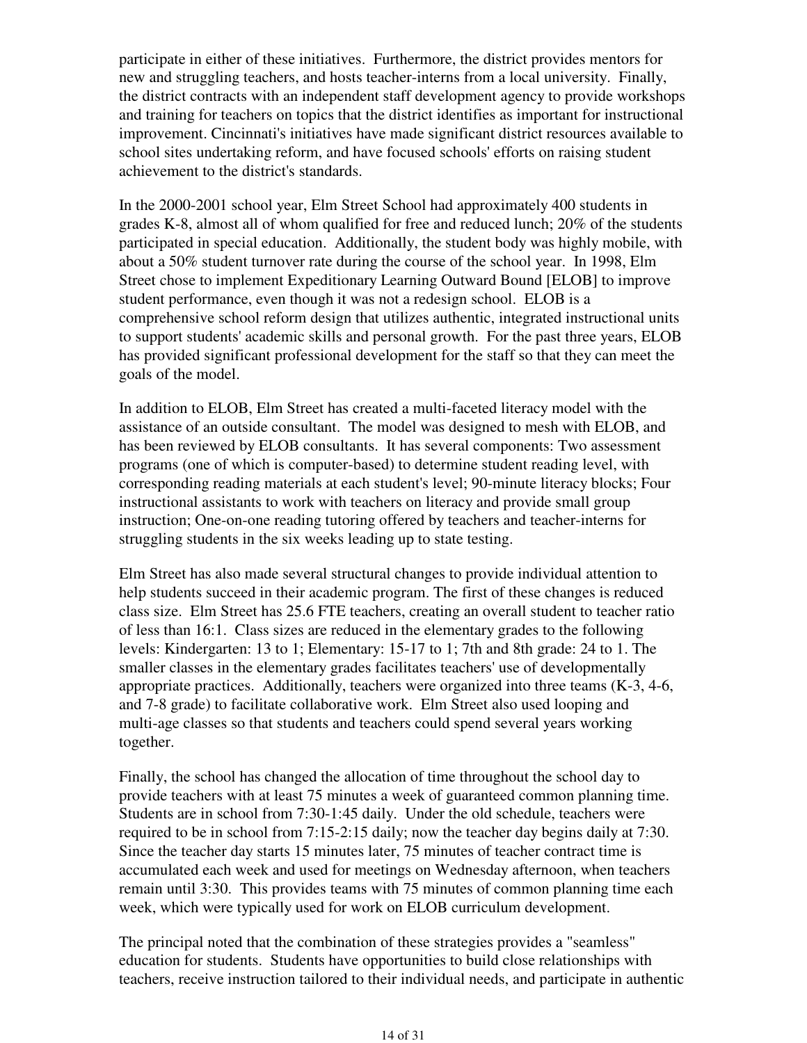participate in either of these initiatives. Furthermore, the district provides mentors for new and struggling teachers, and hosts teacher-interns from a local university. Finally, the district contracts with an independent staff development agency to provide workshops and training for teachers on topics that the district identifies as important for instructional improvement. Cincinnati's initiatives have made significant district resources available to school sites undertaking reform, and have focused schools' efforts on raising student achievement to the district's standards.

In the 2000-2001 school year, Elm Street School had approximately 400 students in grades K-8, almost all of whom qualified for free and reduced lunch; 20% of the students participated in special education. Additionally, the student body was highly mobile, with about a 50% student turnover rate during the course of the school year. In 1998, Elm Street chose to implement Expeditionary Learning Outward Bound [ELOB] to improve student performance, even though it was not a redesign school. ELOB is a comprehensive school reform design that utilizes authentic, integrated instructional units to support students' academic skills and personal growth. For the past three years, ELOB has provided significant professional development for the staff so that they can meet the goals of the model.

In addition to ELOB, Elm Street has created a multi-faceted literacy model with the assistance of an outside consultant. The model was designed to mesh with ELOB, and has been reviewed by ELOB consultants. It has several components: Two assessment programs (one of which is computer-based) to determine student reading level, with corresponding reading materials at each student's level; 90-minute literacy blocks; Four instructional assistants to work with teachers on literacy and provide small group instruction; One-on-one reading tutoring offered by teachers and teacher-interns for struggling students in the six weeks leading up to state testing.

Elm Street has also made several structural changes to provide individual attention to help students succeed in their academic program. The first of these changes is reduced class size. Elm Street has 25.6 FTE teachers, creating an overall student to teacher ratio of less than 16:1. Class sizes are reduced in the elementary grades to the following levels: Kindergarten: 13 to 1; Elementary: 15-17 to 1; 7th and 8th grade: 24 to 1. The smaller classes in the elementary grades facilitates teachers' use of developmentally appropriate practices. Additionally, teachers were organized into three teams (K-3, 4-6, and 7-8 grade) to facilitate collaborative work. Elm Street also used looping and multi-age classes so that students and teachers could spend several years working together.

Finally, the school has changed the allocation of time throughout the school day to provide teachers with at least 75 minutes a week of guaranteed common planning time. Students are in school from 7:30-1:45 daily. Under the old schedule, teachers were required to be in school from 7:15-2:15 daily; now the teacher day begins daily at 7:30. Since the teacher day starts 15 minutes later, 75 minutes of teacher contract time is accumulated each week and used for meetings on Wednesday afternoon, when teachers remain until 3:30. This provides teams with 75 minutes of common planning time each week, which were typically used for work on ELOB curriculum development.

The principal noted that the combination of these strategies provides a "seamless" education for students. Students have opportunities to build close relationships with teachers, receive instruction tailored to their individual needs, and participate in authentic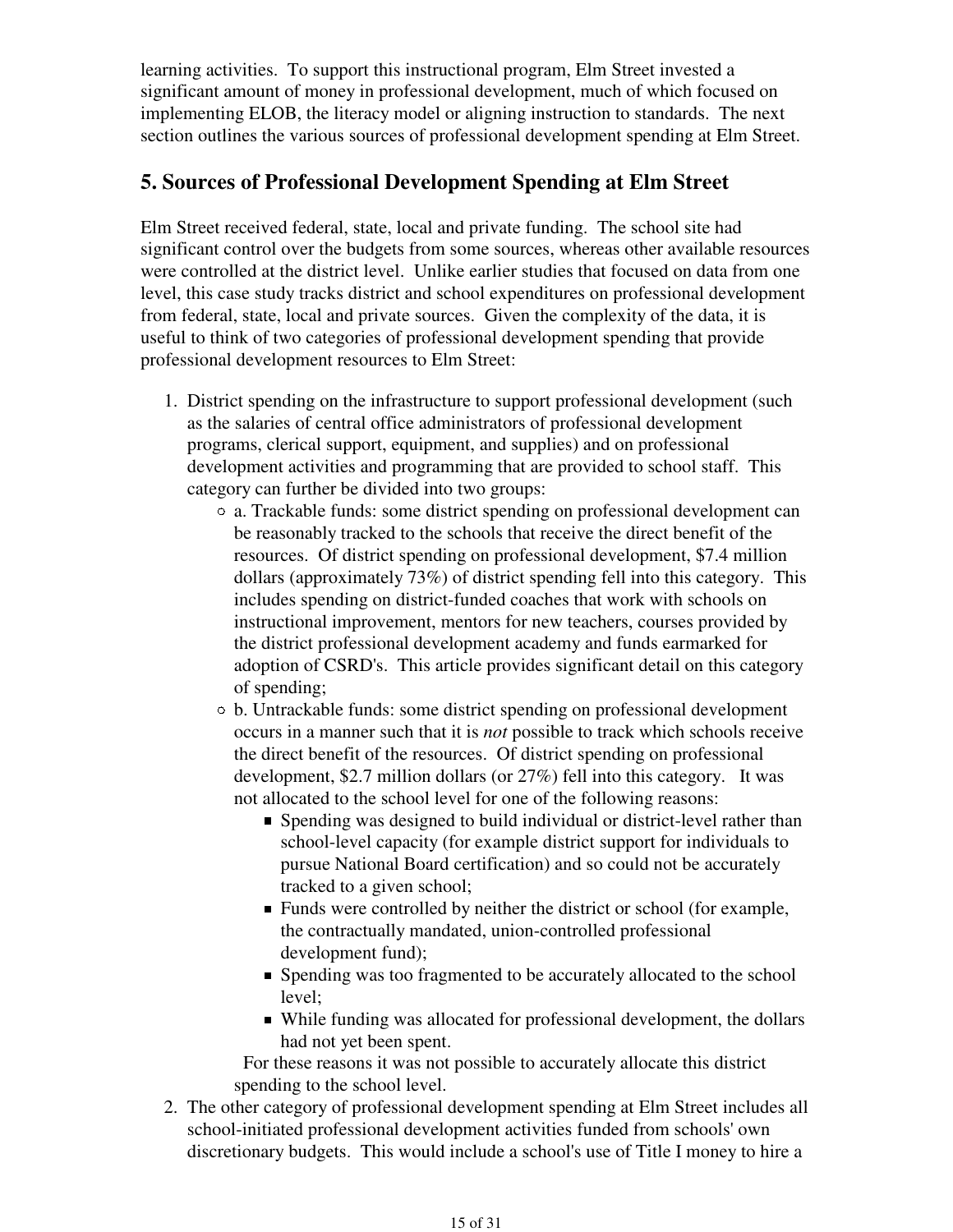learning activities. To support this instructional program, Elm Street invested a significant amount of money in professional development, much of which focused on implementing ELOB, the literacy model or aligning instruction to standards. The next section outlines the various sources of professional development spending at Elm Street.

## 5. Sources of Professional Development Spending at Elm Street

Elm Street received federal, state, local and private funding. The school site had significant control over the budgets from some sources, whereas other available resources were controlled at the district level. Unlike earlier studies that focused on data from one level, this case study tracks district and school expenditures on professional development from federal, state, local and private sources. Given the complexity of the data, it is useful to think of two categories of professional development spending that provide professional development resources to Elm Street:

1. District spending on the infrastructure to support professional development (such as the salaries of central office administrators of professional development programs, clerical support, equipment, and supplies) and on professional development activities and programming that are provided to school staff. This category can further be divided into two groups:
   - a. Trackable funds: some district spending on professional development can be reasonably tracked to the schools that receive the direct benefit of the resources. Of district spending on professional development, \$7.4 million dollars (approximately 73%) of district spending fell into this category. This includes spending on district-funded coaches that work with schools on instructional improvement, mentors for new teachers, courses provided by the district professional development academy and funds earmarked for adoption of CSRD's. This article provides significant detail on this category of spending;
   - b. Untrackable funds: some district spending on professional development occurs in a manner such that it is *not* possible to track which schools receive the direct benefit of the resources. Of district spending on professional development, \$2.7 million dollars (or 27%) fell into this category. It was not allocated to the school level for one of the following reasons:
     - Spending was designed to build individual or district-level rather than school-level capacity (for example district support for individuals to pursue National Board certification) and so could not be accurately tracked to a given school;
     - Funds were controlled by neither the district or school (for example, the contractually mandated, union-controlled professional development fund);
     - Spending was too fragmented to be accurately allocated to the school level;
     - While funding was allocated for professional development, the dollars had not yet been spent.

     For these reasons it was not possible to accurately allocate this district spending to the school level.
2. The other category of professional development spending at Elm Street includes all school-initiated professional development activities funded from schools' own discretionary budgets. This would include a school's use of Title I money to hire a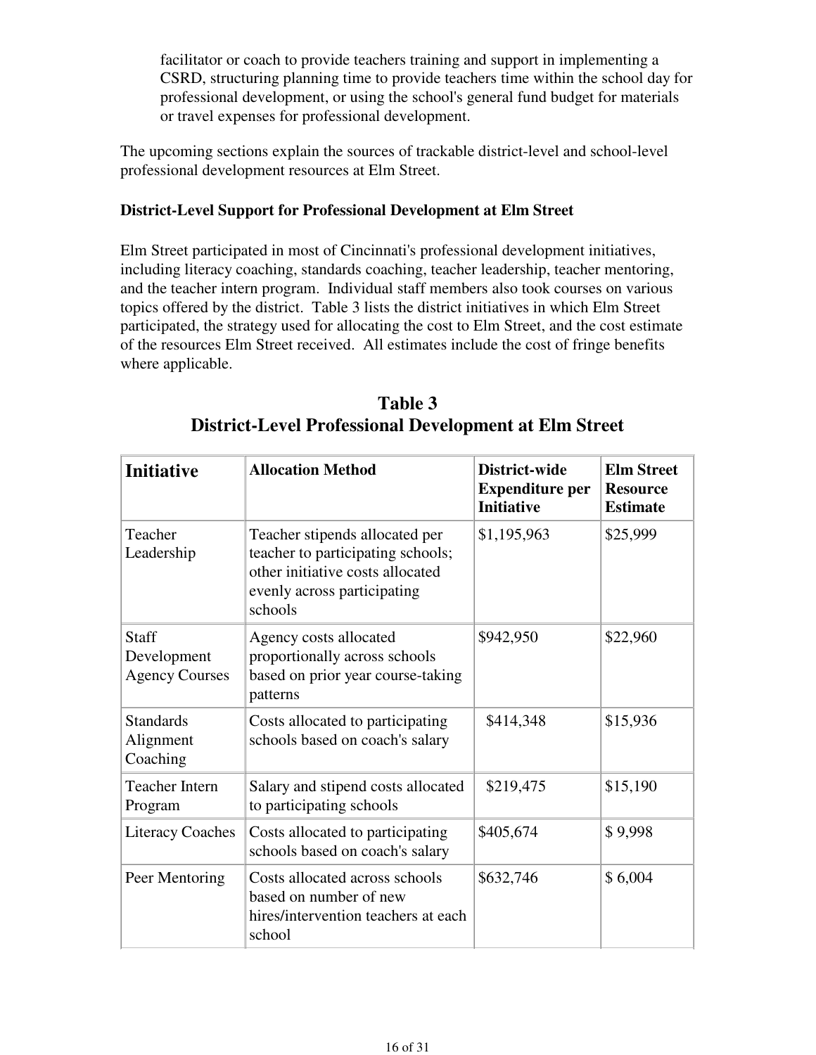facilitator or coach to provide teachers training and support in implementing a CSRD, structuring planning time to provide teachers time within the school day for professional development, or using the school's general fund budget for materials or travel expenses for professional development.

The upcoming sections explain the sources of trackable district-level and school-level professional development resources at Elm Street.

**District-Level Support for Professional Development at Elm Street**

Elm Street participated in most of Cincinnati's professional development initiatives, including literacy coaching, standards coaching, teacher leadership, teacher mentoring, and the teacher intern program. Individual staff members also took courses on various topics offered by the district. Table 3 lists the district initiatives in which Elm Street participated, the strategy used for allocating the cost to Elm Street, and the cost estimate of the resources Elm Street received. All estimates include the cost of fringe benefits where applicable.

## Table 3
## District-Level Professional Development at Elm Street

| Initiative | Allocation Method | District-wide Expenditure per Initiative | Elm Street Resource Estimate |
|---|---|---|---|
| Teacher Leadership | Teacher stipends allocated per teacher to participating schools; other initiative costs allocated evenly across participating schools | $1,195,963 | $25,999 |
| Staff Development Agency Courses | Agency costs allocated proportionally across schools based on prior year course-taking patterns | $942,950 | $22,960 |
| Standards Alignment Coaching | Costs allocated to participating schools based on coach's salary | $414,348 | $15,936 |
| Teacher Intern Program | Salary and stipend costs allocated to participating schools | $219,475 | $15,190 |
| Literacy Coaches | Costs allocated to participating schools based on coach's salary | $405,674 | $ 9,998 |
| Peer Mentoring | Costs allocated across schools based on number of new hires/intervention teachers at each school | $632,746 | $ 6,004 |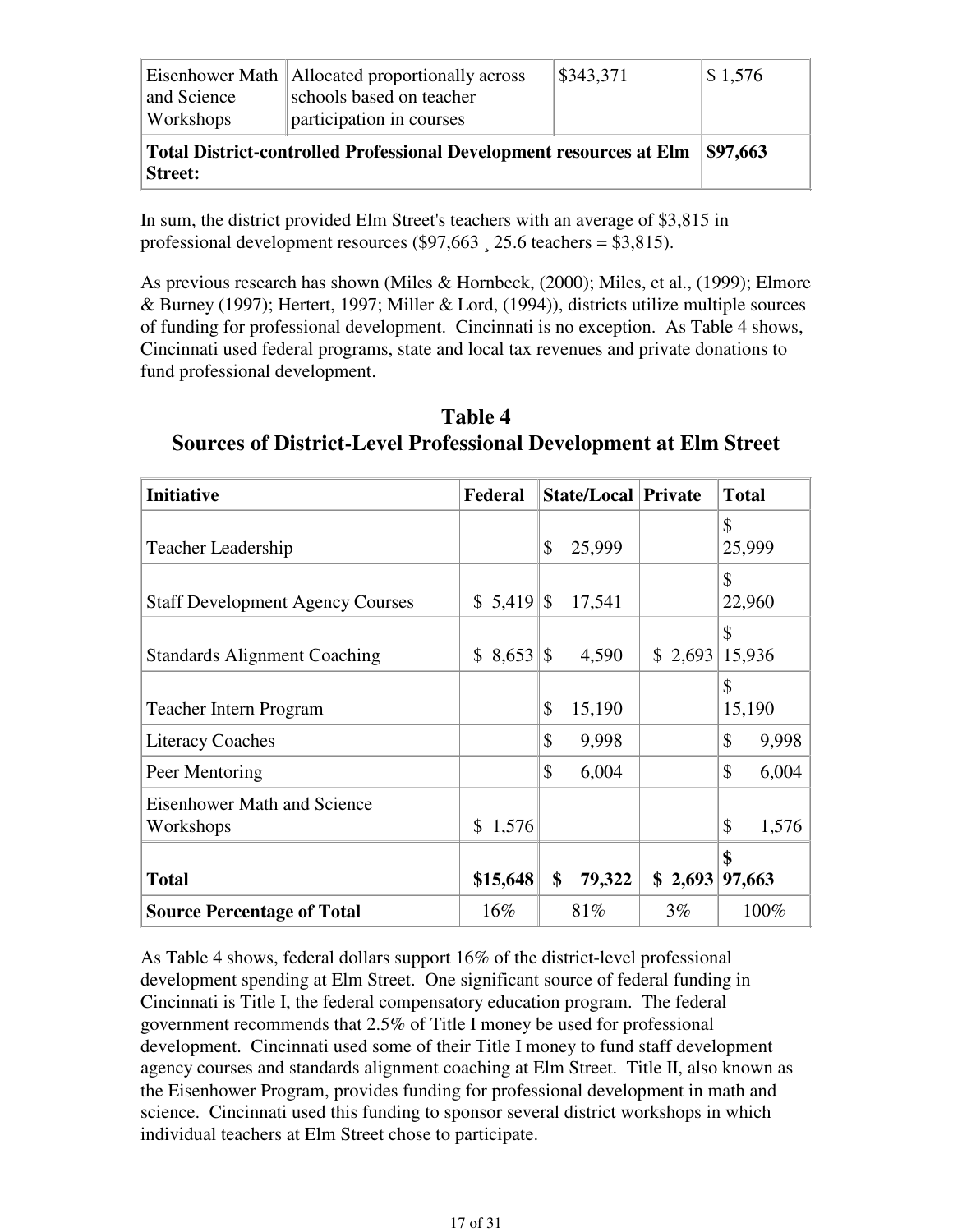| | | | |
|---|---|---|---|
| Eisenhower Math and Science Workshops | Allocated proportionally across schools based on teacher participation in courses | $343,371 | $ 1,576 |
| **Total District-controlled Professional Development resources at Elm Street:** | | | **$97,663** |

In sum, the district provided Elm Street's teachers with an average of $3,815 in professional development resources ($97,663 ¸ 25.6 teachers = $3,815).

As previous research has shown (Miles & Hornbeck, (2000); Miles, et al., (1999); Elmore & Burney (1997); Hertert, 1997; Miller & Lord, (1994)), districts utilize multiple sources of funding for professional development. Cincinnati is no exception. As Table 4 shows, Cincinnati used federal programs, state and local tax revenues and private donations to fund professional development.

## Table 4
## Sources of District-Level Professional Development at Elm Street

| **Initiative** | **Federal** | **State/Local** | **Private** | **Total** |
|---|---|---|---|---|
| Teacher Leadership | | $ 25,999 | | $ 25,999 |
| Staff Development Agency Courses | $ 5,419 | $ 17,541 | | $ 22,960 |
| Standards Alignment Coaching | $ 8,653 | $ 4,590 | $ 2,693 | $ 15,936 |
| Teacher Intern Program | | $ 15,190 | | $ 15,190 |
| Literacy Coaches | | $ 9,998 | | $ 9,998 |
| Peer Mentoring | | $ 6,004 | | $ 6,004 |
| Eisenhower Math and Science Workshops | $ 1,576 | | | $ 1,576 |
| **Total** | **$15,648** | **$ 79,322** | **$ 2,693** | **$ 97,663** |
| **Source Percentage of Total** | 16% | 81% | 3% | 100% |

As Table 4 shows, federal dollars support 16% of the district-level professional development spending at Elm Street. One significant source of federal funding in Cincinnati is Title I, the federal compensatory education program. The federal government recommends that 2.5% of Title I money be used for professional development. Cincinnati used some of their Title I money to fund staff development agency courses and standards alignment coaching at Elm Street. Title II, also known as the Eisenhower Program, provides funding for professional development in math and science. Cincinnati used this funding to sponsor several district workshops in which individual teachers at Elm Street chose to participate.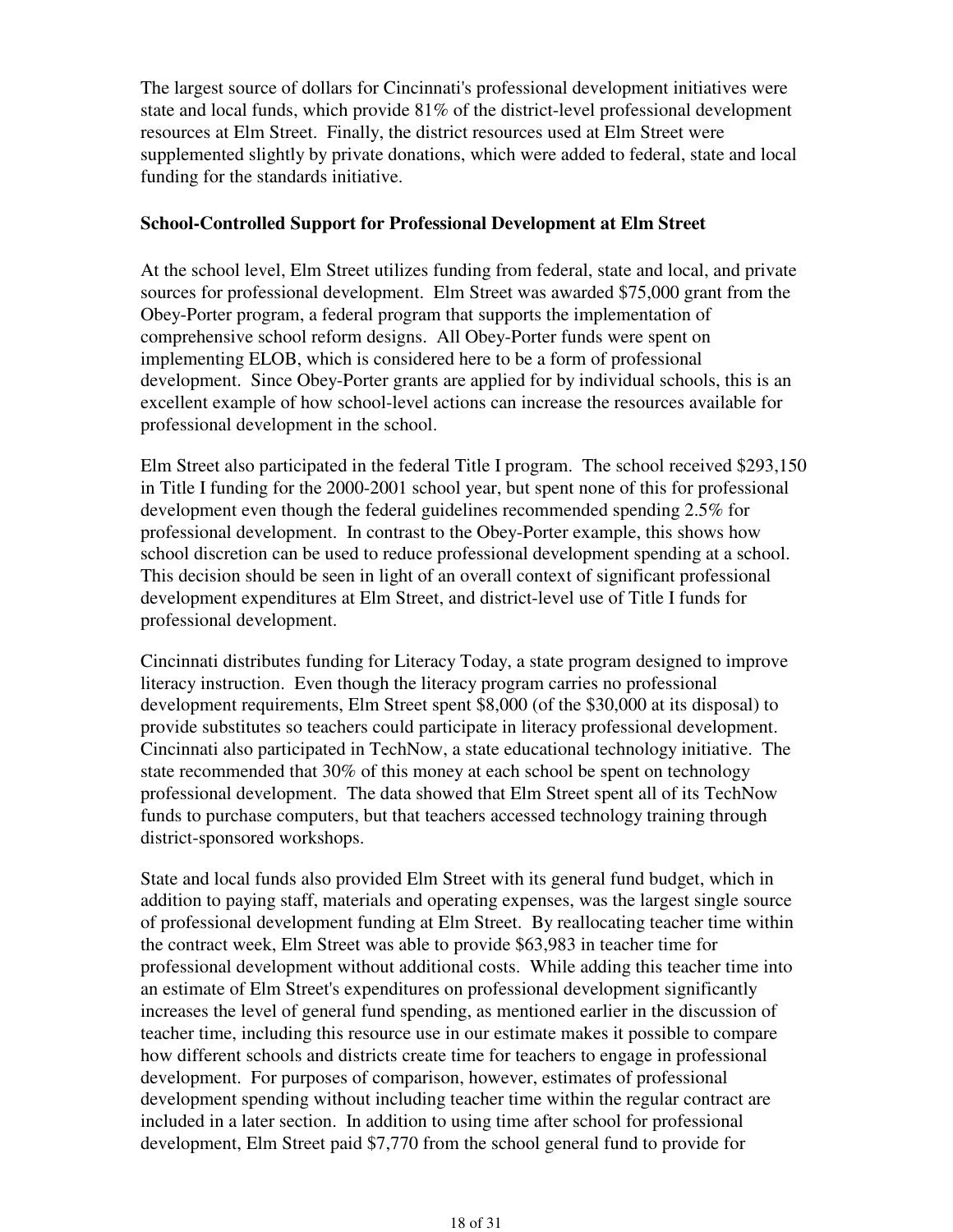The largest source of dollars for Cincinnati's professional development initiatives were state and local funds, which provide 81% of the district-level professional development resources at Elm Street. Finally, the district resources used at Elm Street were supplemented slightly by private donations, which were added to federal, state and local funding for the standards initiative.

### School-Controlled Support for Professional Development at Elm Street

At the school level, Elm Street utilizes funding from federal, state and local, and private sources for professional development. Elm Street was awarded $75,000 grant from the Obey-Porter program, a federal program that supports the implementation of comprehensive school reform designs. All Obey-Porter funds were spent on implementing ELOB, which is considered here to be a form of professional development. Since Obey-Porter grants are applied for by individual schools, this is an excellent example of how school-level actions can increase the resources available for professional development in the school.

Elm Street also participated in the federal Title I program. The school received $293,150 in Title I funding for the 2000-2001 school year, but spent none of this for professional development even though the federal guidelines recommended spending 2.5% for professional development. In contrast to the Obey-Porter example, this shows how school discretion can be used to reduce professional development spending at a school. This decision should be seen in light of an overall context of significant professional development expenditures at Elm Street, and district-level use of Title I funds for professional development.

Cincinnati distributes funding for Literacy Today, a state program designed to improve literacy instruction. Even though the literacy program carries no professional development requirements, Elm Street spent $8,000 (of the $30,000 at its disposal) to provide substitutes so teachers could participate in literacy professional development. Cincinnati also participated in TechNow, a state educational technology initiative. The state recommended that 30% of this money at each school be spent on technology professional development. The data showed that Elm Street spent all of its TechNow funds to purchase computers, but that teachers accessed technology training through district-sponsored workshops.

State and local funds also provided Elm Street with its general fund budget, which in addition to paying staff, materials and operating expenses, was the largest single source of professional development funding at Elm Street. By reallocating teacher time within the contract week, Elm Street was able to provide $63,983 in teacher time for professional development without additional costs. While adding this teacher time into an estimate of Elm Street's expenditures on professional development significantly increases the level of general fund spending, as mentioned earlier in the discussion of teacher time, including this resource use in our estimate makes it possible to compare how different schools and districts create time for teachers to engage in professional development. For purposes of comparison, however, estimates of professional development spending without including teacher time within the regular contract are included in a later section. In addition to using time after school for professional development, Elm Street paid $7,770 from the school general fund to provide for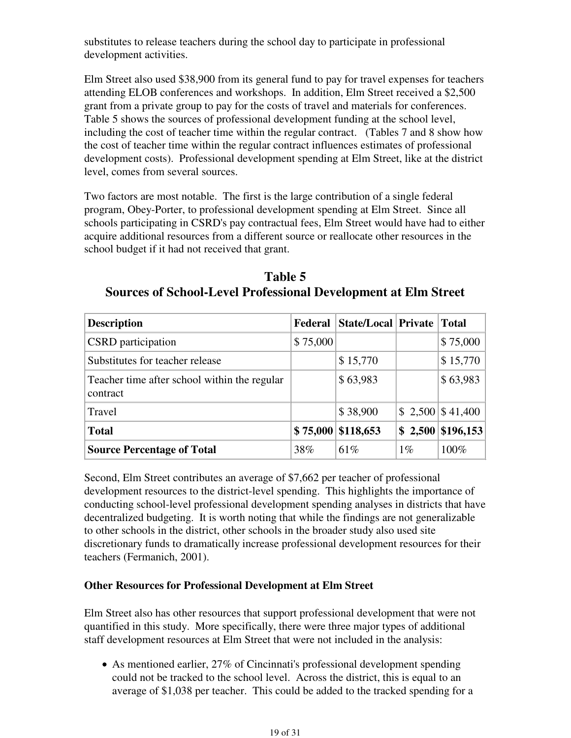substitutes to release teachers during the school day to participate in professional development activities.

Elm Street also used $38,900 from its general fund to pay for travel expenses for teachers attending ELOB conferences and workshops. In addition, Elm Street received a $2,500 grant from a private group to pay for the costs of travel and materials for conferences. Table 5 shows the sources of professional development funding at the school level, including the cost of teacher time within the regular contract. (Tables 7 and 8 show how the cost of teacher time within the regular contract influences estimates of professional development costs). Professional development spending at Elm Street, like at the district level, comes from several sources.

Two factors are most notable. The first is the large contribution of a single federal program, Obey-Porter, to professional development spending at Elm Street. Since all schools participating in CSRD's pay contractual fees, Elm Street would have had to either acquire additional resources from a different source or reallocate other resources in the school budget if it had not received that grant.

## Table 5
## Sources of School-Level Professional Development at Elm Street

| Description | Federal | State/Local | Private | Total |
|---|---|---|---|---|
| CSRD participation | $ 75,000 | | | $ 75,000 |
| Substitutes for teacher release | | $ 15,770 | | $ 15,770 |
| Teacher time after school within the regular contract | | $ 63,983 | | $ 63,983 |
| Travel | | $ 38,900 | $ 2,500 | $ 41,400 |
| **Total** | **$ 75,000** | **$118,653** | **$ 2,500** | **$196,153** |
| **Source Percentage of Total** | 38% | 61% | 1% | 100% |

Second, Elm Street contributes an average of $7,662 per teacher of professional development resources to the district-level spending. This highlights the importance of conducting school-level professional development spending analyses in districts that have decentralized budgeting. It is worth noting that while the findings are not generalizable to other schools in the district, other schools in the broader study also used site discretionary funds to dramatically increase professional development resources for their teachers (Fermanich, 2001).

**Other Resources for Professional Development at Elm Street**

Elm Street also has other resources that support professional development that were not quantified in this study. More specifically, there were three major types of additional staff development resources at Elm Street that were not included in the analysis:

- As mentioned earlier, 27% of Cincinnati's professional development spending could not be tracked to the school level. Across the district, this is equal to an average of $1,038 per teacher. This could be added to the tracked spending for a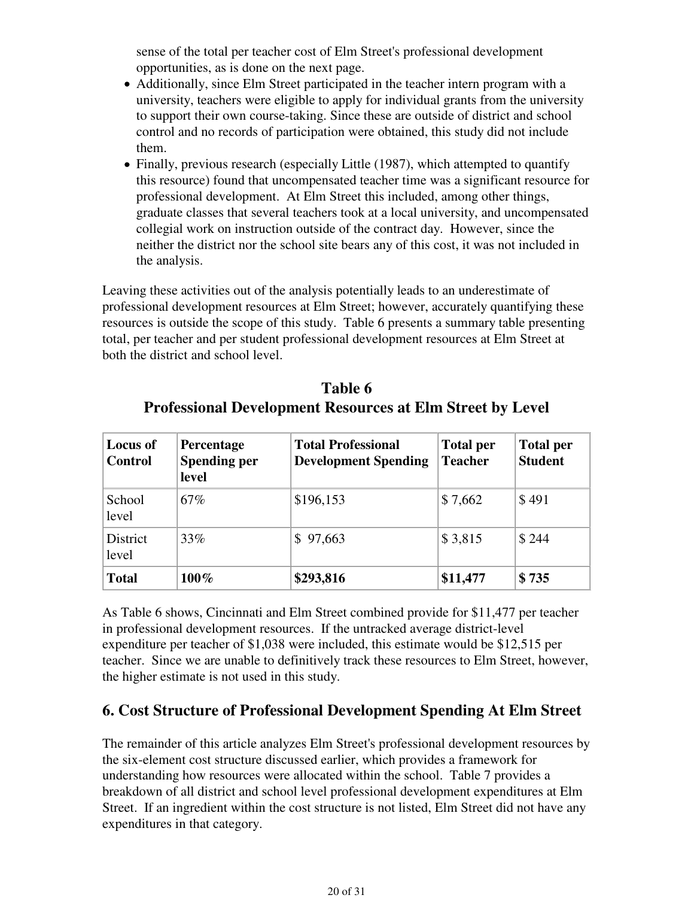sense of the total per teacher cost of Elm Street's professional development opportunities, as is done on the next page.

- Additionally, since Elm Street participated in the teacher intern program with a university, teachers were eligible to apply for individual grants from the university to support their own course-taking. Since these are outside of district and school control and no records of participation were obtained, this study did not include them.
- Finally, previous research (especially Little (1987), which attempted to quantify this resource) found that uncompensated teacher time was a significant resource for professional development. At Elm Street this included, among other things, graduate classes that several teachers took at a local university, and uncompensated collegial work on instruction outside of the contract day. However, since the neither the district nor the school site bears any of this cost, it was not included in the analysis.

Leaving these activities out of the analysis potentially leads to an underestimate of professional development resources at Elm Street; however, accurately quantifying these resources is outside the scope of this study. Table 6 presents a summary table presenting total, per teacher and per student professional development resources at Elm Street at both the district and school level.

**Table 6**
**Professional Development Resources at Elm Street by Level**

| Locus of Control | Percentage Spending per level | Total Professional Development Spending | Total per Teacher | Total per Student |
|---|---|---|---|---|
| School level | 67% | $196,153 | $ 7,662 | $ 491 |
| District level | 33% | $ 97,663 | $ 3,815 | $ 244 |
| **Total** | **100%** | **$293,816** | **$11,477** | **$ 735** |

As Table 6 shows, Cincinnati and Elm Street combined provide for $11,477 per teacher in professional development resources. If the untracked average district-level expenditure per teacher of $1,038 were included, this estimate would be $12,515 per teacher. Since we are unable to definitively track these resources to Elm Street, however, the higher estimate is not used in this study.

## 6. Cost Structure of Professional Development Spending At Elm Street

The remainder of this article analyzes Elm Street's professional development resources by the six-element cost structure discussed earlier, which provides a framework for understanding how resources were allocated within the school. Table 7 provides a breakdown of all district and school level professional development expenditures at Elm Street. If an ingredient within the cost structure is not listed, Elm Street did not have any expenditures in that category.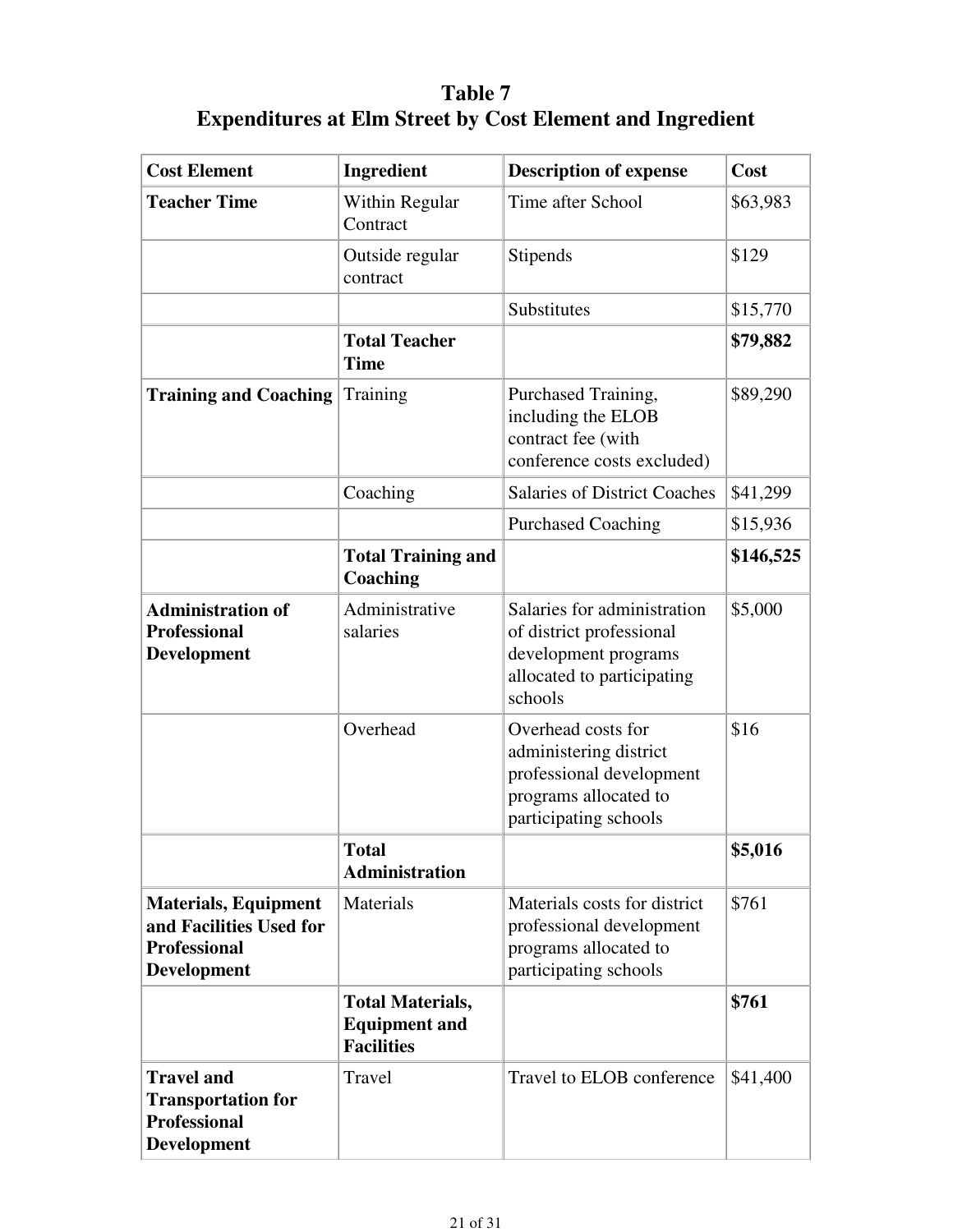# Table 7
## Expenditures at Elm Street by Cost Element and Ingredient

| Cost Element | Ingredient | Description of expense | Cost |
|---|---|---|---|
| **Teacher Time** | Within Regular Contract | Time after School | $63,983 |
| | Outside regular contract | Stipends | $129 |
| | | Substitutes | $15,770 |
| | **Total Teacher Time** | | **$79,882** |
| **Training and Coaching** | Training | Purchased Training, including the ELOB contract fee (with conference costs excluded) | $89,290 |
| | Coaching | Salaries of District Coaches | $41,299 |
| | | Purchased Coaching | $15,936 |
| | **Total Training and Coaching** | | **$146,525** |
| **Administration of Professional Development** | Administrative salaries | Salaries for administration of district professional development programs allocated to participating schools | $5,000 |
| | Overhead | Overhead costs for administering district professional development programs allocated to participating schools | $16 |
| | **Total Administration** | | **$5,016** |
| **Materials, Equipment and Facilities Used for Professional Development** | Materials | Materials costs for district professional development programs allocated to participating schools | $761 |
| | **Total Materials, Equipment and Facilities** | | **$761** |
| **Travel and Transportation for Professional Development** | Travel | Travel to ELOB conference | $41,400 |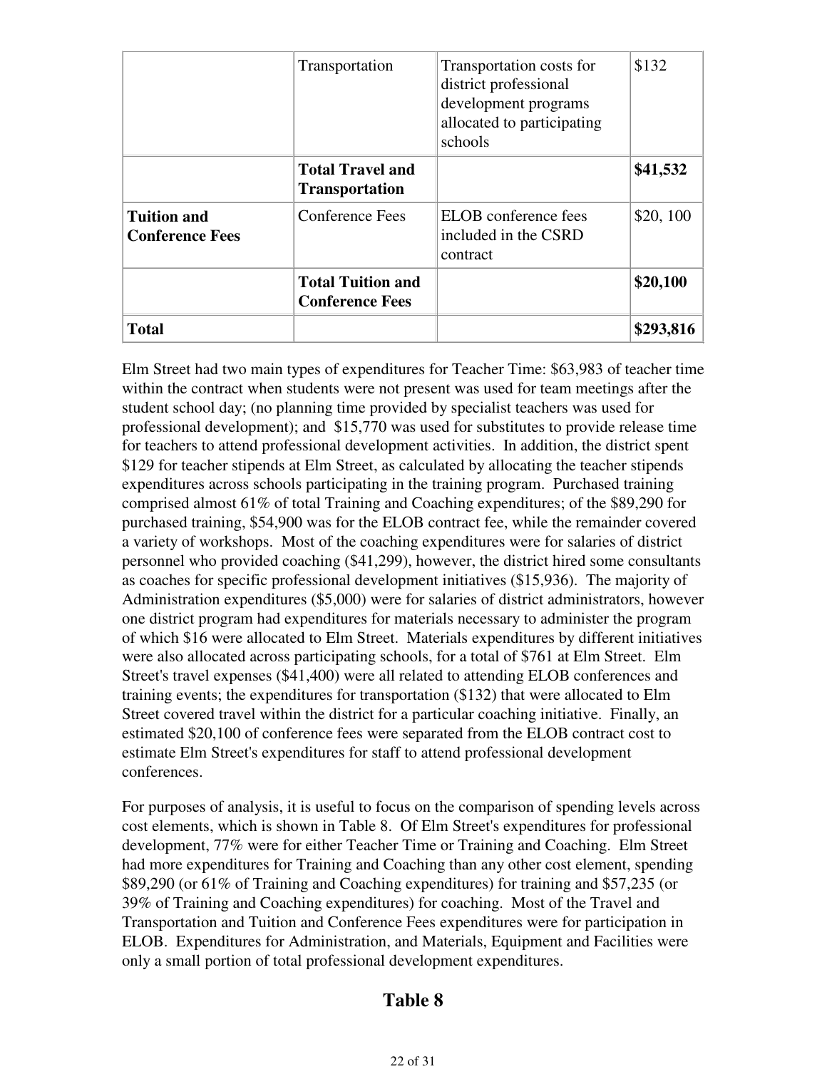| | | | |
|---|---|---|---|
| | Transportation | Transportation costs for district professional development programs allocated to participating schools | $132 |
| | **Total Travel and Transportation** | | **$41,532** |
| **Tuition and Conference Fees** | Conference Fees | ELOB conference fees included in the CSRD contract | $20, 100 |
| | **Total Tuition and Conference Fees** | | **$20,100** |
| **Total** | | | **$293,816** |

Elm Street had two main types of expenditures for Teacher Time: $63,983 of teacher time within the contract when students were not present was used for team meetings after the student school day; (no planning time provided by specialist teachers was used for professional development); and $15,770 was used for substitutes to provide release time for teachers to attend professional development activities. In addition, the district spent $129 for teacher stipends at Elm Street, as calculated by allocating the teacher stipends expenditures across schools participating in the training program. Purchased training comprised almost 61% of total Training and Coaching expenditures; of the $89,290 for purchased training, $54,900 was for the ELOB contract fee, while the remainder covered a variety of workshops. Most of the coaching expenditures were for salaries of district personnel who provided coaching ($41,299), however, the district hired some consultants as coaches for specific professional development initiatives ($15,936). The majority of Administration expenditures ($5,000) were for salaries of district administrators, however one district program had expenditures for materials necessary to administer the program of which $16 were allocated to Elm Street. Materials expenditures by different initiatives were also allocated across participating schools, for a total of $761 at Elm Street. Elm Street's travel expenses ($41,400) were all related to attending ELOB conferences and training events; the expenditures for transportation ($132) that were allocated to Elm Street covered travel within the district for a particular coaching initiative. Finally, an estimated $20,100 of conference fees were separated from the ELOB contract cost to estimate Elm Street's expenditures for staff to attend professional development conferences.

For purposes of analysis, it is useful to focus on the comparison of spending levels across cost elements, which is shown in Table 8. Of Elm Street's expenditures for professional development, 77% were for either Teacher Time or Training and Coaching. Elm Street had more expenditures for Training and Coaching than any other cost element, spending $89,290 (or 61% of Training and Coaching expenditures) for training and $57,235 (or 39% of Training and Coaching expenditures) for coaching. Most of the Travel and Transportation and Tuition and Conference Fees expenditures were for participation in ELOB. Expenditures for Administration, and Materials, Equipment and Facilities were only a small portion of total professional development expenditures.

## Table 8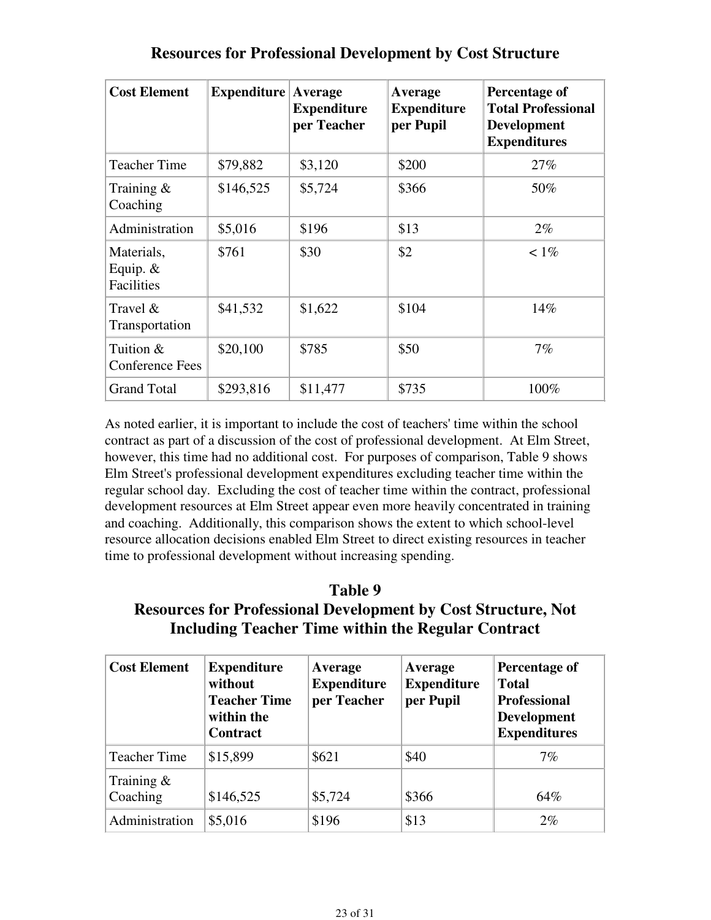## Resources for Professional Development by Cost Structure

| Cost Element | Expenditure | Average Expenditure per Teacher | Average Expenditure per Pupil | Percentage of Total Professional Development Expenditures |
|---|---|---|---|---|
| Teacher Time | $79,882 | $3,120 | $200 | 27% |
| Training & Coaching | $146,525 | $5,724 | $366 | 50% |
| Administration | $5,016 | $196 | $13 | 2% |
| Materials, Equip. & Facilities | $761 | $30 | $2 | < 1% |
| Travel & Transportation | $41,532 | $1,622 | $104 | 14% |
| Tuition & Conference Fees | $20,100 | $785 | $50 | 7% |
| Grand Total | $293,816 | $11,477 | $735 | 100% |

As noted earlier, it is important to include the cost of teachers' time within the school contract as part of a discussion of the cost of professional development. At Elm Street, however, this time had no additional cost. For purposes of comparison, Table 9 shows Elm Street's professional development expenditures excluding teacher time within the regular school day. Excluding the cost of teacher time within the contract, professional development resources at Elm Street appear even more heavily concentrated in training and coaching. Additionally, this comparison shows the extent to which school-level resource allocation decisions enabled Elm Street to direct existing resources in teacher time to professional development without increasing spending.

## Table 9
## Resources for Professional Development by Cost Structure, Not Including Teacher Time within the Regular Contract

| Cost Element | Expenditure without Teacher Time within the Contract | Average Expenditure per Teacher | Average Expenditure per Pupil | Percentage of Total Professional Development Expenditures |
|---|---|---|---|---|
| Teacher Time | $15,899 | $621 | $40 | 7% |
| Training & Coaching | $146,525 | $5,724 | $366 | 64% |
| Administration | $5,016 | $196 | $13 | 2% |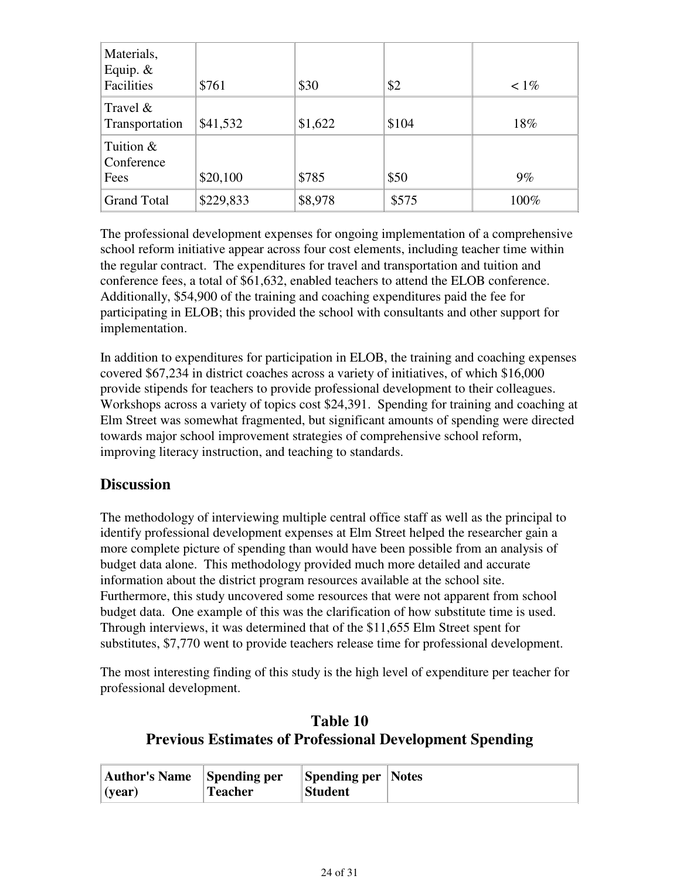| Materials, Equip. & Facilities | $761 | $30 | $2 | < 1% |
|---|---|---|---|---|
| Travel & Transportation | $41,532 | $1,622 | $104 | 18% |
| Tuition & Conference Fees | $20,100 | $785 | $50 | 9% |
| Grand Total | $229,833 | $8,978 | $575 | 100% |

The professional development expenses for ongoing implementation of a comprehensive school reform initiative appear across four cost elements, including teacher time within the regular contract. The expenditures for travel and transportation and tuition and conference fees, a total of $61,632, enabled teachers to attend the ELOB conference. Additionally, $54,900 of the training and coaching expenditures paid the fee for participating in ELOB; this provided the school with consultants and other support for implementation.

In addition to expenditures for participation in ELOB, the training and coaching expenses covered $67,234 in district coaches across a variety of initiatives, of which $16,000 provide stipends for teachers to provide professional development to their colleagues. Workshops across a variety of topics cost $24,391. Spending for training and coaching at Elm Street was somewhat fragmented, but significant amounts of spending were directed towards major school improvement strategies of comprehensive school reform, improving literacy instruction, and teaching to standards.

## Discussion

The methodology of interviewing multiple central office staff as well as the principal to identify professional development expenses at Elm Street helped the researcher gain a more complete picture of spending than would have been possible from an analysis of budget data alone. This methodology provided much more detailed and accurate information about the district program resources available at the school site. Furthermore, this study uncovered some resources that were not apparent from school budget data. One example of this was the clarification of how substitute time is used. Through interviews, it was determined that of the $11,655 Elm Street spent for substitutes, $7,770 went to provide teachers release time for professional development.

The most interesting finding of this study is the high level of expenditure per teacher for professional development.

### Table 10
### Previous Estimates of Professional Development Spending

| Author's Name (year) | Spending per Teacher | Spending per Student | Notes |
|---|---|---|---|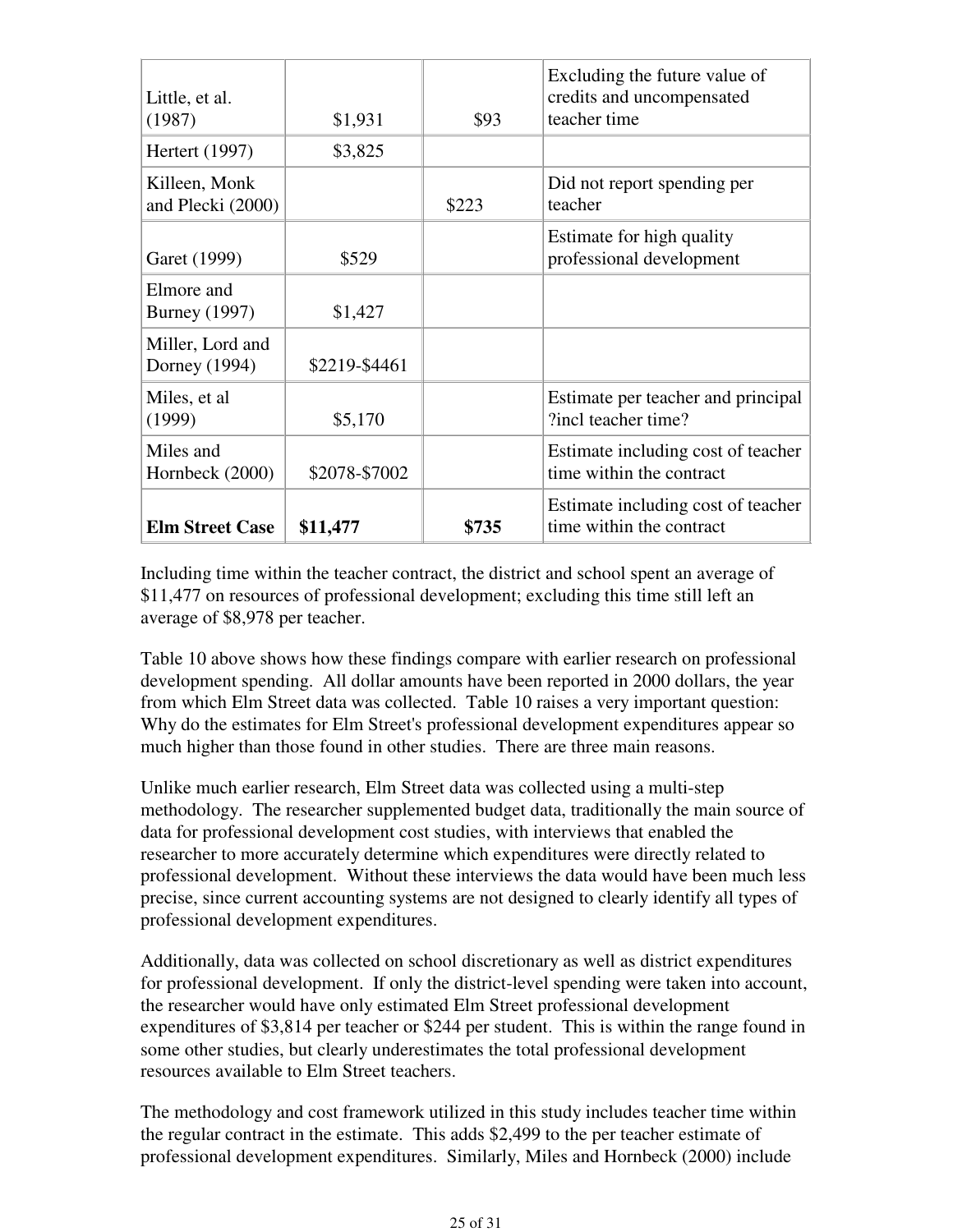| | | | |
|---|---|---|---|
| Little, et al. (1987) | $1,931 | $93 | Excluding the future value of credits and uncompensated teacher time |
| Hertert (1997) | $3,825 | | |
| Killeen, Monk and Plecki (2000) | | $223 | Did not report spending per teacher |
| Garet (1999) | $529 | | Estimate for high quality professional development |
| Elmore and Burney (1997) | $1,427 | | |
| Miller, Lord and Dorney (1994) | $2219-$4461 | | |
| Miles, et al (1999) | $5,170 | | Estimate per teacher and principal ?incl teacher time? |
| Miles and Hornbeck (2000) | $2078-$7002 | | Estimate including cost of teacher time within the contract |
| **Elm Street Case** | **$11,477** | **$735** | Estimate including cost of teacher time within the contract |

Including time within the teacher contract, the district and school spent an average of $11,477 on resources of professional development; excluding this time still left an average of $8,978 per teacher.

Table 10 above shows how these findings compare with earlier research on professional development spending. All dollar amounts have been reported in 2000 dollars, the year from which Elm Street data was collected. Table 10 raises a very important question: Why do the estimates for Elm Street's professional development expenditures appear so much higher than those found in other studies. There are three main reasons.

Unlike much earlier research, Elm Street data was collected using a multi-step methodology. The researcher supplemented budget data, traditionally the main source of data for professional development cost studies, with interviews that enabled the researcher to more accurately determine which expenditures were directly related to professional development. Without these interviews the data would have been much less precise, since current accounting systems are not designed to clearly identify all types of professional development expenditures.

Additionally, data was collected on school discretionary as well as district expenditures for professional development. If only the district-level spending were taken into account, the researcher would have only estimated Elm Street professional development expenditures of $3,814 per teacher or $244 per student. This is within the range found in some other studies, but clearly underestimates the total professional development resources available to Elm Street teachers.

The methodology and cost framework utilized in this study includes teacher time within the regular contract in the estimate. This adds $2,499 to the per teacher estimate of professional development expenditures. Similarly, Miles and Hornbeck (2000) include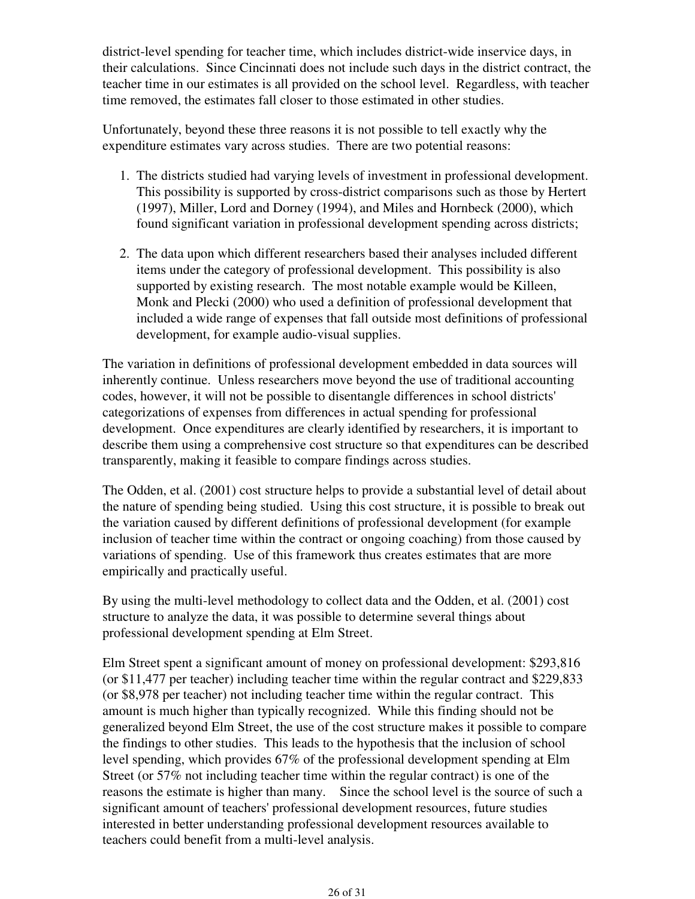district-level spending for teacher time, which includes district-wide inservice days, in their calculations. Since Cincinnati does not include such days in the district contract, the teacher time in our estimates is all provided on the school level. Regardless, with teacher time removed, the estimates fall closer to those estimated in other studies.

Unfortunately, beyond these three reasons it is not possible to tell exactly why the expenditure estimates vary across studies. There are two potential reasons:

1. The districts studied had varying levels of investment in professional development. This possibility is supported by cross-district comparisons such as those by Hertert (1997), Miller, Lord and Dorney (1994), and Miles and Hornbeck (2000), which found significant variation in professional development spending across districts;

2. The data upon which different researchers based their analyses included different items under the category of professional development. This possibility is also supported by existing research. The most notable example would be Killeen, Monk and Plecki (2000) who used a definition of professional development that included a wide range of expenses that fall outside most definitions of professional development, for example audio-visual supplies.

The variation in definitions of professional development embedded in data sources will inherently continue. Unless researchers move beyond the use of traditional accounting codes, however, it will not be possible to disentangle differences in school districts' categorizations of expenses from differences in actual spending for professional development. Once expenditures are clearly identified by researchers, it is important to describe them using a comprehensive cost structure so that expenditures can be described transparently, making it feasible to compare findings across studies.

The Odden, et al. (2001) cost structure helps to provide a substantial level of detail about the nature of spending being studied. Using this cost structure, it is possible to break out the variation caused by different definitions of professional development (for example inclusion of teacher time within the contract or ongoing coaching) from those caused by variations of spending. Use of this framework thus creates estimates that are more empirically and practically useful.

By using the multi-level methodology to collect data and the Odden, et al. (2001) cost structure to analyze the data, it was possible to determine several things about professional development spending at Elm Street.

Elm Street spent a significant amount of money on professional development: $293,816 (or $11,477 per teacher) including teacher time within the regular contract and $229,833 (or $8,978 per teacher) not including teacher time within the regular contract. This amount is much higher than typically recognized. While this finding should not be generalized beyond Elm Street, the use of the cost structure makes it possible to compare the findings to other studies. This leads to the hypothesis that the inclusion of school level spending, which provides 67% of the professional development spending at Elm Street (or 57% not including teacher time within the regular contract) is one of the reasons the estimate is higher than many. Since the school level is the source of such a significant amount of teachers' professional development resources, future studies interested in better understanding professional development resources available to teachers could benefit from a multi-level analysis.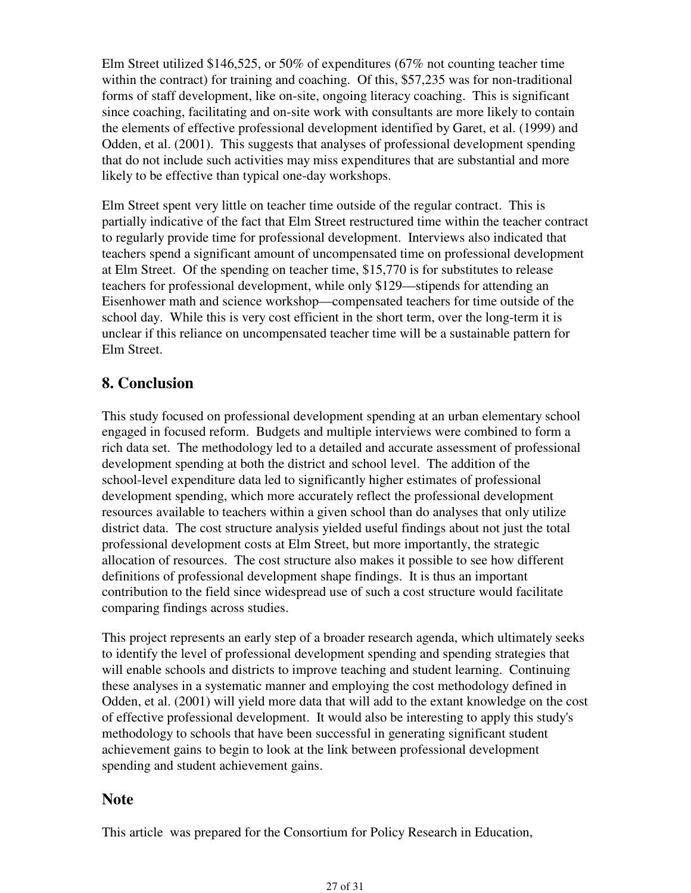Elm Street utilized $146,525, or 50% of expenditures (67% not counting teacher time within the contract) for training and coaching. Of this, $57,235 was for non-traditional forms of staff development, like on-site, ongoing literacy coaching. This is significant since coaching, facilitating and on-site work with consultants are more likely to contain the elements of effective professional development identified by Garet, et al. (1999) and Odden, et al. (2001). This suggests that analyses of professional development spending that do not include such activities may miss expenditures that are substantial and more likely to be effective than typical one-day workshops.

Elm Street spent very little on teacher time outside of the regular contract. This is partially indicative of the fact that Elm Street restructured time within the teacher contract to regularly provide time for professional development. Interviews also indicated that teachers spend a significant amount of uncompensated time on professional development at Elm Street. Of the spending on teacher time, $15,770 is for substitutes to release teachers for professional development, while only $129—stipends for attending an Eisenhower math and science workshop—compensated teachers for time outside of the school day. While this is very cost efficient in the short term, over the long-term it is unclear if this reliance on uncompensated teacher time will be a sustainable pattern for Elm Street.

## 8. Conclusion

This study focused on professional development spending at an urban elementary school engaged in focused reform. Budgets and multiple interviews were combined to form a rich data set. The methodology led to a detailed and accurate assessment of professional development spending at both the district and school level. The addition of the school-level expenditure data led to significantly higher estimates of professional development spending, which more accurately reflect the professional development resources available to teachers within a given school than do analyses that only utilize district data. The cost structure analysis yielded useful findings about not just the total professional development costs at Elm Street, but more importantly, the strategic allocation of resources. The cost structure also makes it possible to see how different definitions of professional development shape findings. It is thus an important contribution to the field since widespread use of such a cost structure would facilitate comparing findings across studies.

This project represents an early step of a broader research agenda, which ultimately seeks to identify the level of professional development spending and spending strategies that will enable schools and districts to improve teaching and student learning. Continuing these analyses in a systematic manner and employing the cost methodology defined in Odden, et al. (2001) will yield more data that will add to the extant knowledge on the cost of effective professional development. It would also be interesting to apply this study's methodology to schools that have been successful in generating significant student achievement gains to begin to look at the link between professional development spending and student achievement gains.

## Note

This article was prepared for the Consortium for Policy Research in Education,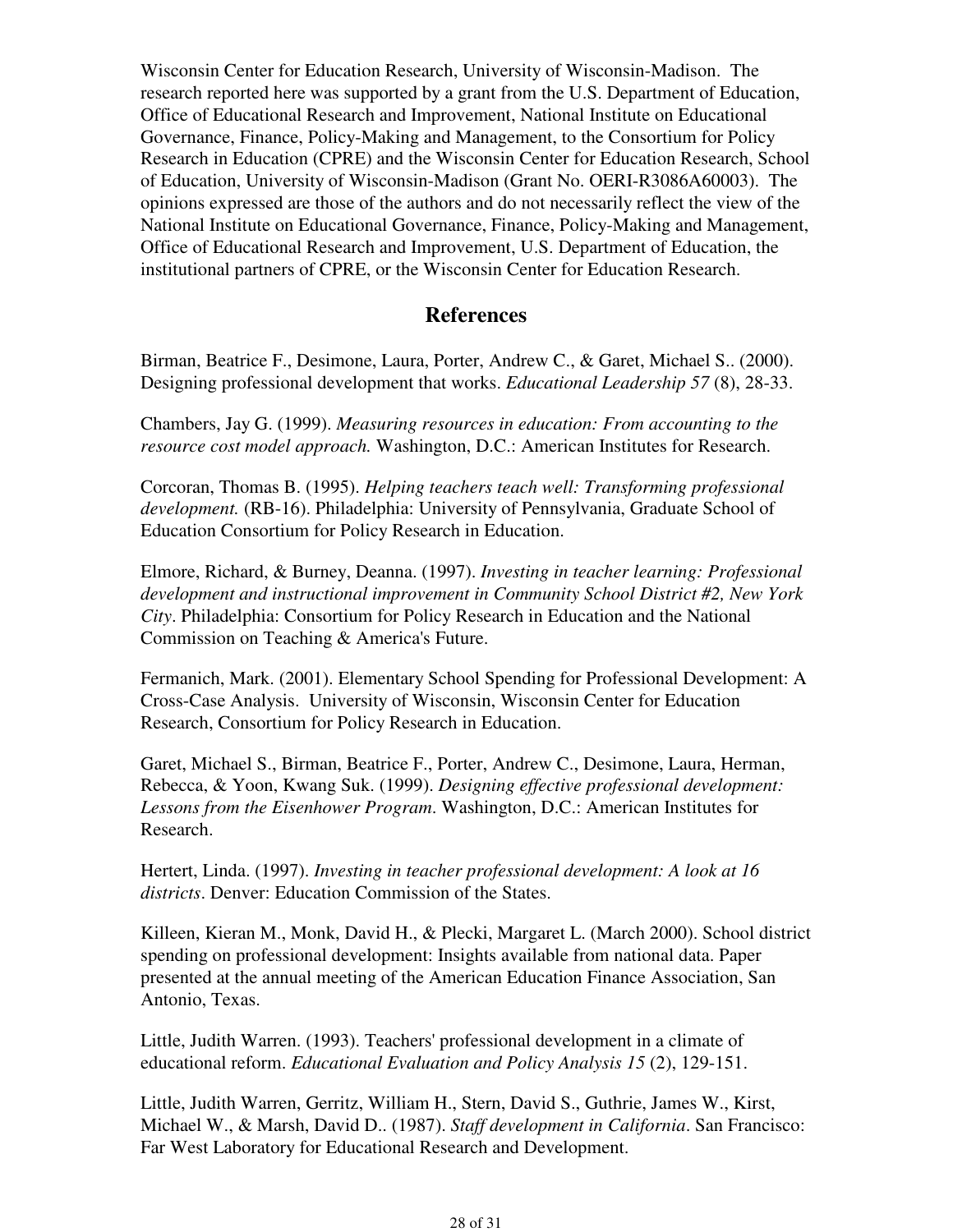Wisconsin Center for Education Research, University of Wisconsin-Madison. The research reported here was supported by a grant from the U.S. Department of Education, Office of Educational Research and Improvement, National Institute on Educational Governance, Finance, Policy-Making and Management, to the Consortium for Policy Research in Education (CPRE) and the Wisconsin Center for Education Research, School of Education, University of Wisconsin-Madison (Grant No. OERI-R3086A60003). The opinions expressed are those of the authors and do not necessarily reflect the view of the National Institute on Educational Governance, Finance, Policy-Making and Management, Office of Educational Research and Improvement, U.S. Department of Education, the institutional partners of CPRE, or the Wisconsin Center for Education Research.

## References

Birman, Beatrice F., Desimone, Laura, Porter, Andrew C., & Garet, Michael S.. (2000). Designing professional development that works. *Educational Leadership 57* (8), 28-33.

Chambers, Jay G. (1999). *Measuring resources in education: From accounting to the resource cost model approach.* Washington, D.C.: American Institutes for Research.

Corcoran, Thomas B. (1995). *Helping teachers teach well: Transforming professional development.* (RB-16). Philadelphia: University of Pennsylvania, Graduate School of Education Consortium for Policy Research in Education.

Elmore, Richard, & Burney, Deanna. (1997). *Investing in teacher learning: Professional development and instructional improvement in Community School District #2, New York City*. Philadelphia: Consortium for Policy Research in Education and the National Commission on Teaching & America's Future.

Fermanich, Mark. (2001). Elementary School Spending for Professional Development: A Cross-Case Analysis. University of Wisconsin, Wisconsin Center for Education Research, Consortium for Policy Research in Education.

Garet, Michael S., Birman, Beatrice F., Porter, Andrew C., Desimone, Laura, Herman, Rebecca, & Yoon, Kwang Suk. (1999). *Designing effective professional development: Lessons from the Eisenhower Program*. Washington, D.C.: American Institutes for Research.

Hertert, Linda. (1997). *Investing in teacher professional development: A look at 16 districts*. Denver: Education Commission of the States.

Killeen, Kieran M., Monk, David H., & Plecki, Margaret L. (March 2000). School district spending on professional development: Insights available from national data. Paper presented at the annual meeting of the American Education Finance Association, San Antonio, Texas.

Little, Judith Warren. (1993). Teachers' professional development in a climate of educational reform. *Educational Evaluation and Policy Analysis 15* (2), 129-151.

Little, Judith Warren, Gerritz, William H., Stern, David S., Guthrie, James W., Kirst, Michael W., & Marsh, David D.. (1987). *Staff development in California*. San Francisco: Far West Laboratory for Educational Research and Development.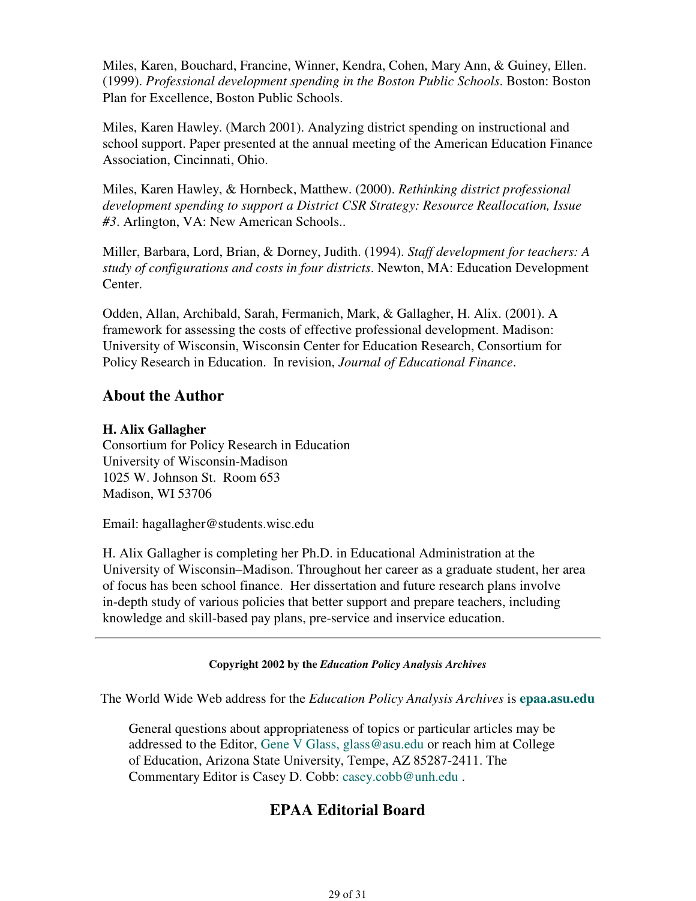Miles, Karen, Bouchard, Francine, Winner, Kendra, Cohen, Mary Ann, & Guiney, Ellen. (1999). *Professional development spending in the Boston Public Schools*. Boston: Boston Plan for Excellence, Boston Public Schools.

Miles, Karen Hawley. (March 2001). Analyzing district spending on instructional and school support. Paper presented at the annual meeting of the American Education Finance Association, Cincinnati, Ohio.

Miles, Karen Hawley, & Hornbeck, Matthew. (2000). *Rethinking district professional development spending to support a District CSR Strategy: Resource Reallocation, Issue #3*. Arlington, VA: New American Schools..

Miller, Barbara, Lord, Brian, & Dorney, Judith. (1994). *Staff development for teachers: A study of configurations and costs in four districts*. Newton, MA: Education Development Center.

Odden, Allan, Archibald, Sarah, Fermanich, Mark, & Gallagher, H. Alix. (2001). A framework for assessing the costs of effective professional development. Madison: University of Wisconsin, Wisconsin Center for Education Research, Consortium for Policy Research in Education. In revision, *Journal of Educational Finance*.

## About the Author

**H. Alix Gallagher**
Consortium for Policy Research in Education
University of Wisconsin-Madison
1025 W. Johnson St. Room 653
Madison, WI 53706

Email: hagallagher@students.wisc.edu

H. Alix Gallagher is completing her Ph.D. in Educational Administration at the University of Wisconsin–Madison. Throughout her career as a graduate student, her area of focus has been school finance. Her dissertation and future research plans involve in-depth study of various policies that better support and prepare teachers, including knowledge and skill-based pay plans, pre-service and inservice education.

---

**Copyright 2002 by the *Education Policy Analysis Archives***

The World Wide Web address for the *Education Policy Analysis Archives* is **epaa.asu.edu**

General questions about appropriateness of topics or particular articles may be addressed to the Editor, Gene V Glass, glass@asu.edu or reach him at College of Education, Arizona State University, Tempe, AZ 85287-2411. The Commentary Editor is Casey D. Cobb: casey.cobb@unh.edu .

## EPAA Editorial Board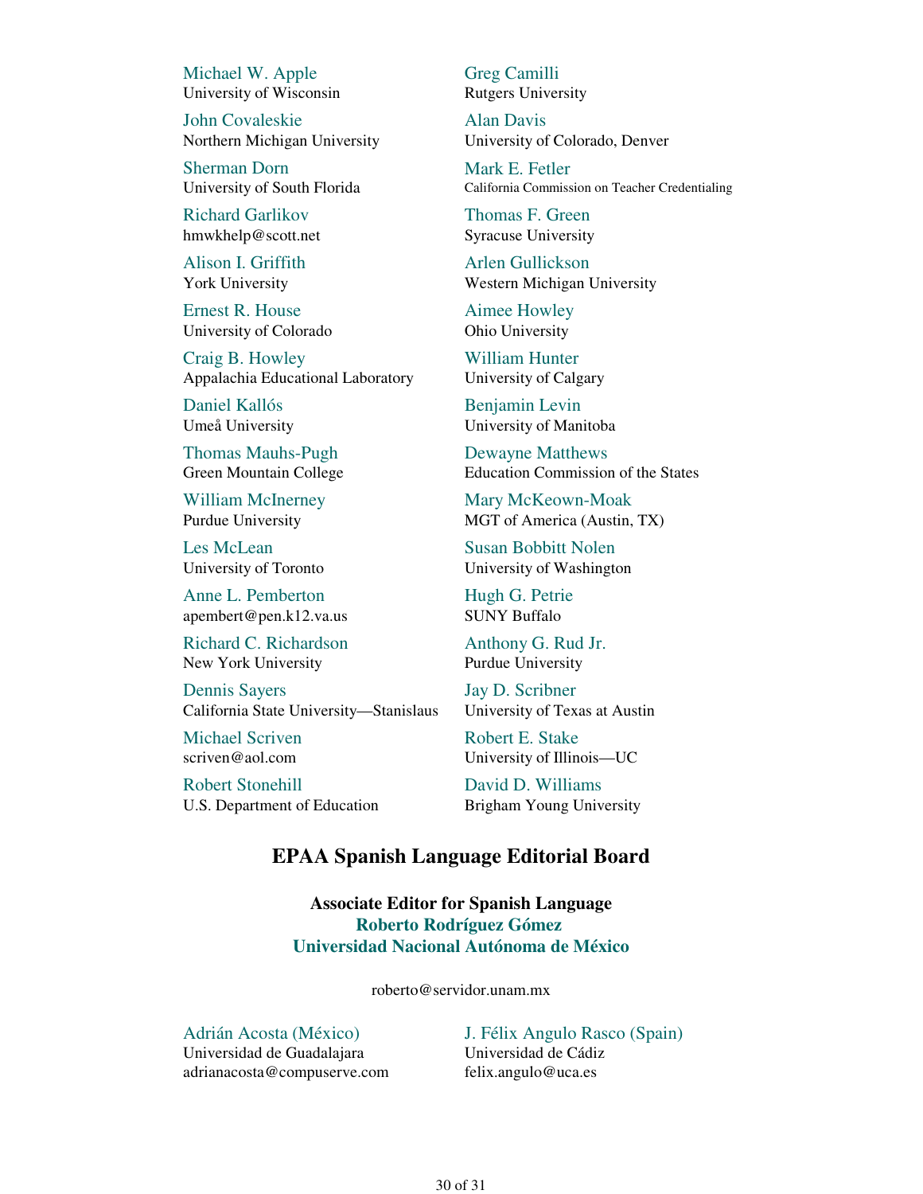Michael W. Apple
University of Wisconsin

Greg Camilli
Rutgers University

John Covaleskie
Northern Michigan University

Alan Davis
University of Colorado, Denver

Sherman Dorn
University of South Florida

Mark E. Fetler
California Commission on Teacher Credentialing

Richard Garlikov
hmwkhelp@scott.net

Thomas F. Green
Syracuse University

Alison I. Griffith
York University

Arlen Gullickson
Western Michigan University

Ernest R. House
University of Colorado

Aimee Howley
Ohio University

Craig B. Howley
Appalachia Educational Laboratory

William Hunter
University of Calgary

Daniel Kallós
Umeå University

Benjamin Levin
University of Manitoba

Thomas Mauhs-Pugh
Green Mountain College

Dewayne Matthews
Education Commission of the States

William McInerney
Purdue University

Mary McKeown-Moak
MGT of America (Austin, TX)

Les McLean
University of Toronto

Susan Bobbitt Nolen
University of Washington

Anne L. Pemberton
apembert@pen.k12.va.us

Hugh G. Petrie
SUNY Buffalo

Richard C. Richardson
New York University

Anthony G. Rud Jr.
Purdue University

Dennis Sayers
California State University—Stanislaus

Jay D. Scribner
University of Texas at Austin

Michael Scriven
scriven@aol.com

Robert E. Stake
University of Illinois—UC

Robert Stonehill
U.S. Department of Education

David D. Williams
Brigham Young University

## EPAA Spanish Language Editorial Board

**Associate Editor for Spanish Language**
**Roberto Rodríguez Gómez**
**Universidad Nacional Autónoma de México**

roberto@servidor.unam.mx

Adrián Acosta (México)
Universidad de Guadalajara
adrianacosta@compuserve.com

J. Félix Angulo Rasco (Spain)
Universidad de Cádiz
felix.angulo@uca.es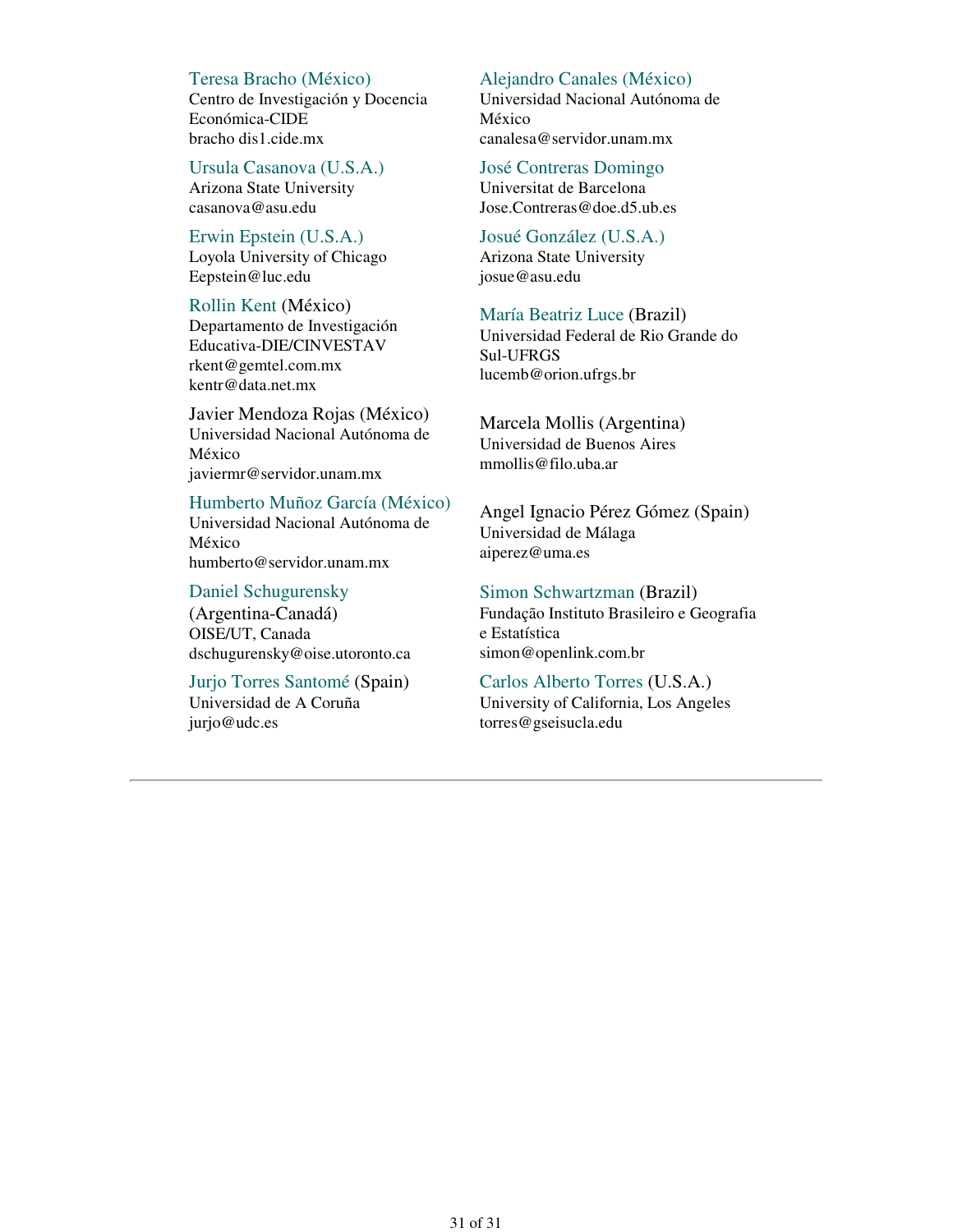Teresa Bracho (México)
Centro de Investigación y Docencia Económica-CIDE
bracho dis1.cide.mx

Alejandro Canales (México)
Universidad Nacional Autónoma de México
canalesa@servidor.unam.mx

Ursula Casanova (U.S.A.)
Arizona State University
casanova@asu.edu

José Contreras Domingo
Universitat de Barcelona
Jose.Contreras@doe.d5.ub.es

Erwin Epstein (U.S.A.)
Loyola University of Chicago
Eepstein@luc.edu

Josué González (U.S.A.)
Arizona State University
josue@asu.edu

Rollin Kent (México)
Departamento de Investigación Educativa-DIE/CINVESTAV
rkent@gemtel.com.mx
kentr@data.net.mx

María Beatriz Luce (Brazil)
Universidad Federal de Rio Grande do Sul-UFRGS
lucemb@orion.ufrgs.br

Javier Mendoza Rojas (México)
Universidad Nacional Autónoma de México
javiermr@servidor.unam.mx

Marcela Mollis (Argentina)
Universidad de Buenos Aires
mmollis@filo.uba.ar

Humberto Muñoz García (México)
Universidad Nacional Autónoma de México
humberto@servidor.unam.mx

Angel Ignacio Pérez Gómez (Spain)
Universidad de Málaga
aiperez@uma.es

Daniel Schugurensky (Argentina-Canadá)
OISE/UT, Canada
dschugurensky@oise.utoronto.ca

Simon Schwartzman (Brazil)
Fundação Instituto Brasileiro e Geografia e Estatística
simon@openlink.com.br

Jurjo Torres Santomé (Spain)
Universidad de A Coruña
jurjo@udc.es

Carlos Alberto Torres (U.S.A.)
University of California, Los Angeles
torres@gseisucla.edu